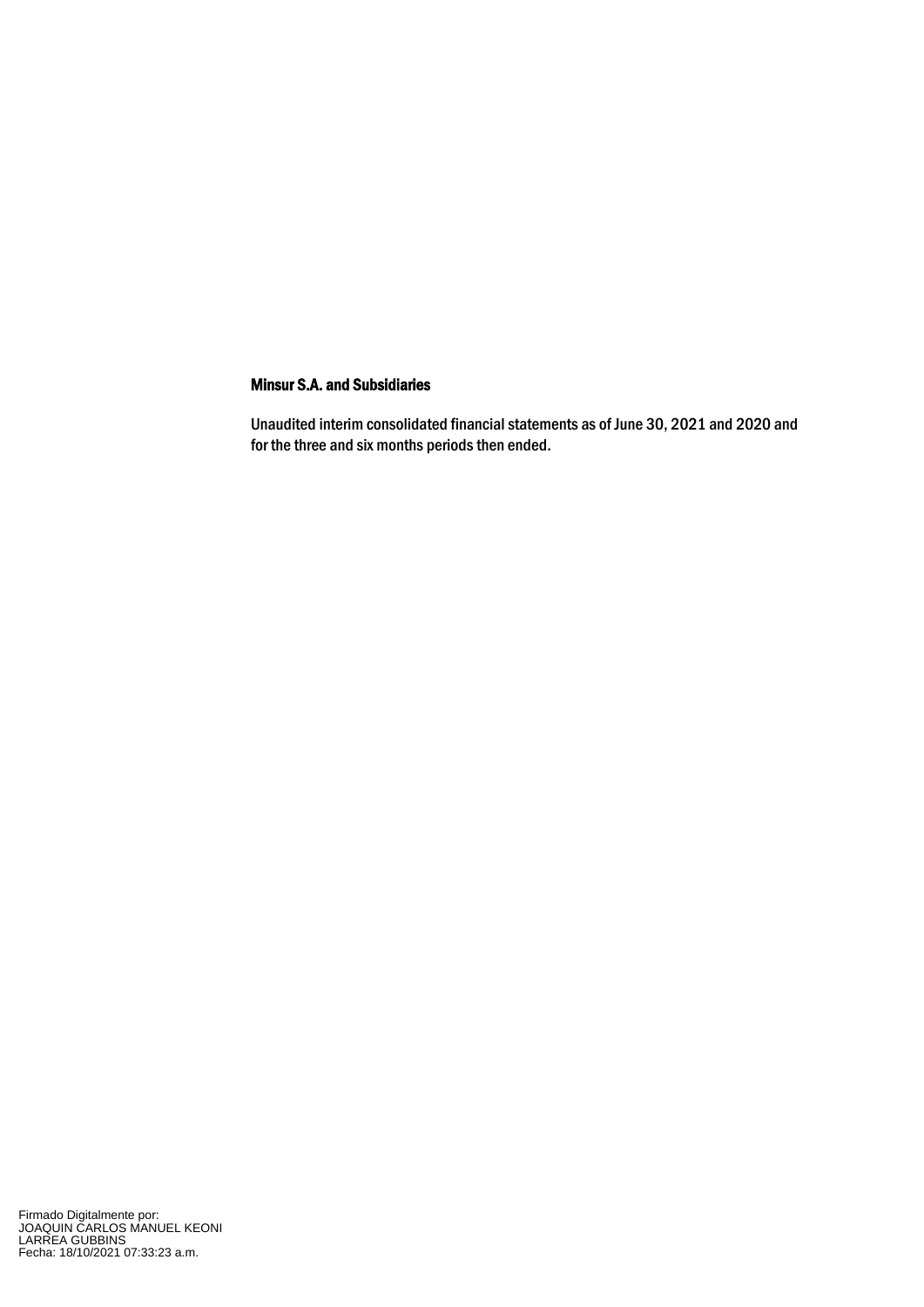# Minsur S.A. and Subsidiaries

Unaudited interim consolidated financial statements as of June 30, 2021 and 2020 and for the three and six months periods then ended.

Firmado Digitalmente por:
JOAQUIN CARLOS MANUEL KEONI
LARREA GUBBINS
Fecha: 18/10/2021 07:33:23 a.m.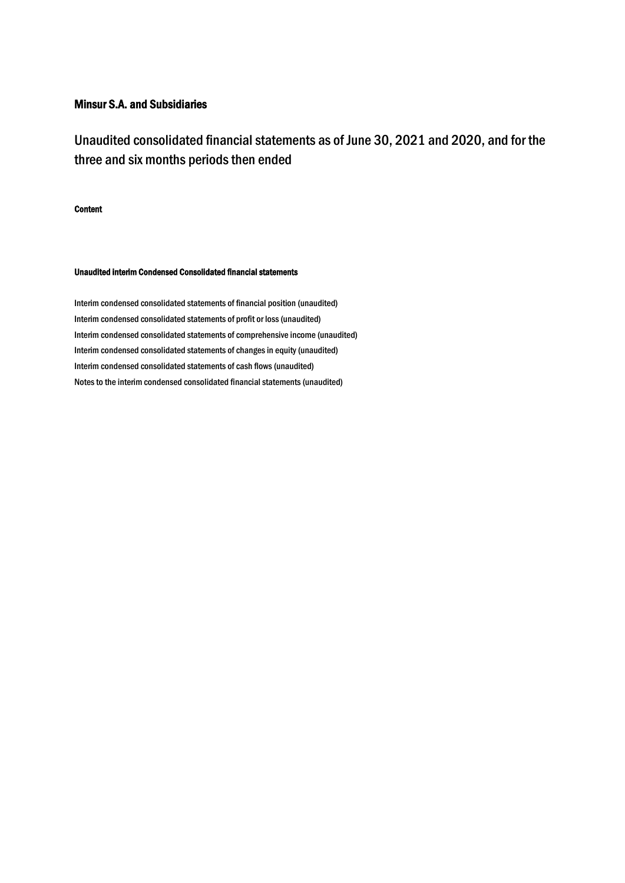**Minsur S.A. and Subsidiaries**

# Unaudited consolidated financial statements as of June 30, 2021 and 2020, and for the three and six months periods then ended

**Content**

**Unaudited interim Condensed Consolidated financial statements**

Interim condensed consolidated statements of financial position (unaudited)

Interim condensed consolidated statements of profit or loss (unaudited)

Interim condensed consolidated statements of comprehensive income (unaudited)

Interim condensed consolidated statements of changes in equity (unaudited)

Interim condensed consolidated statements of cash flows (unaudited)

Notes to the interim condensed consolidated financial statements (unaudited)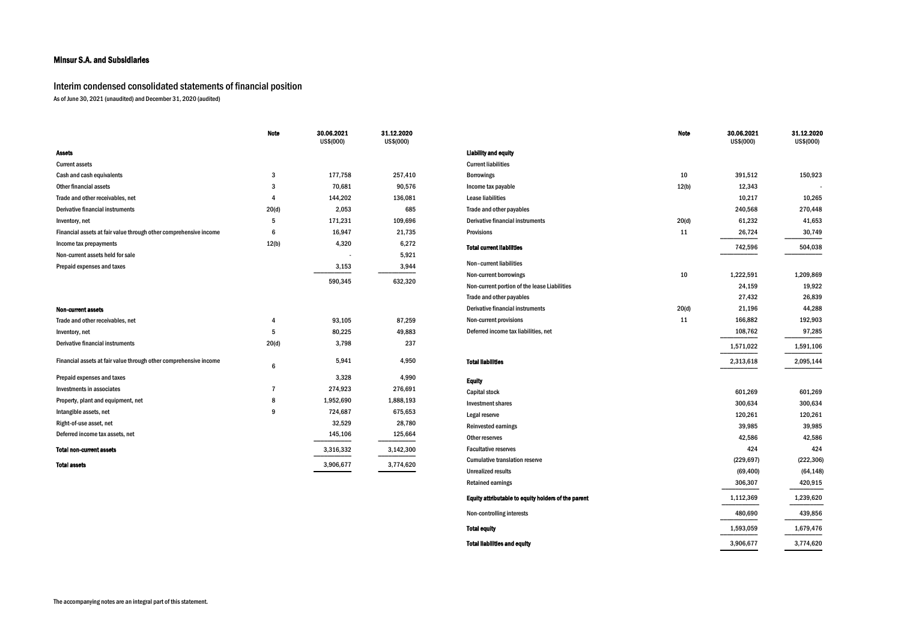**Minsur S.A. and Subsidiaries**

## Interim condensed consolidated statements of financial position

As of June 30, 2021 (unaudited) and December 31, 2020 (audited)

| | Note | 30.06.2021 US$(000) | 31.12.2020 US$(000) |
|---|---|---|---|
| **Assets** | | | |
| Current assets | | | |
| Cash and cash equivalents | 3 | 177,758 | 257,410 |
| Other financial assets | 3 | 70,681 | 90,576 |
| Trade and other receivables, net | 4 | 144,202 | 136,081 |
| Derivative financial instruments | 20(d) | 2,053 | 685 |
| Inventory, net | 5 | 171,231 | 109,696 |
| Financial assets at fair value through other comprehensive income | 6 | 16,947 | 21,735 |
| Income tax prepayments | 12(b) | 4,320 | 6,272 |
| Non-current assets held for sale | | - | 5,921 |
| Prepaid expenses and taxes | | 3,153 | 3,944 |
| | | 590,345 | 632,320 |
| **Non-current assets** | | | |
| Trade and other receivables, net | 4 | 93,105 | 87,259 |
| Inventory, net | 5 | 80,225 | 49,883 |
| Derivative financial instruments | 20(d) | 3,798 | 237 |
| Financial assets at fair value through other comprehensive income | 6 | 5,941 | 4,950 |
| Prepaid expenses and taxes | | 3,328 | 4,990 |
| Investments in associates | 7 | 274,923 | 276,691 |
| Property, plant and equipment, net | 8 | 1,952,690 | 1,888,193 |
| Intangible assets, net | 9 | 724,687 | 675,653 |
| Right-of-use asset, net | | 32,529 | 28,780 |
| Deferred income tax assets, net | | 145,106 | 125,664 |
| **Total non-current assets** | | 3,316,332 | 3,142,300 |
| **Total assets** | | 3,906,677 | 3,774,620 |

| | Note | 30.06.2021 US$(000) | 31.12.2020 US$(000) |
|---|---|---|---|
| **Liability and equity** | | | |
| Current liabilities | | | |
| Borrowings | 10 | 391,512 | 150,923 |
| Income tax payable | 12(b) | 12,343 | - |
| Lease liabilities | | 10,217 | 10,265 |
| Trade and other payables | | 240,568 | 270,448 |
| Derivative financial instruments | 20(d) | 61,232 | 41,653 |
| Provisions | 11 | 26,724 | 30,749 |
| **Total current liabilities** | | 742,596 | 504,038 |
| Non–current liabilities | | | |
| Non-current borrowings | 10 | 1,222,591 | 1,209,869 |
| Non-current portion of the lease Liabilities | | 24,159 | 19,922 |
| Trade and other payables | | 27,432 | 26,839 |
| Derivative financial instruments | 20(d) | 21,196 | 44,288 |
| Non-current provisions | 11 | 166,882 | 192,903 |
| Deferred income tax liabilities, net | | 108,762 | 97,285 |
| | | 1,571,022 | 1,591,106 |
| **Total liabilities** | | 2,313,618 | 2,095,144 |
| **Equity** | | | |
| Capital stock | | 601,269 | 601,269 |
| Investment shares | | 300,634 | 300,634 |
| Legal reserve | | 120,261 | 120,261 |
| Reinvested earnings | | 39,985 | 39,985 |
| Other reserves | | 42,586 | 42,586 |
| Facultative reserves | | 424 | 424 |
| Cumulative translation reserve | | (229,697) | (222,306) |
| Unrealized results | | (69,400) | (64,148) |
| Retained earnings | | 306,307 | 420,915 |
| **Equity attributable to equity holders of the parent** | | 1,112,369 | 1,239,620 |
| Non-controlling interests | | 480,690 | 439,856 |
| **Total equity** | | 1,593,059 | 1,679,476 |
| **Total liabilities and equity** | | 3,906,677 | 3,774,620 |

The accompanying notes are an integral part of this statement.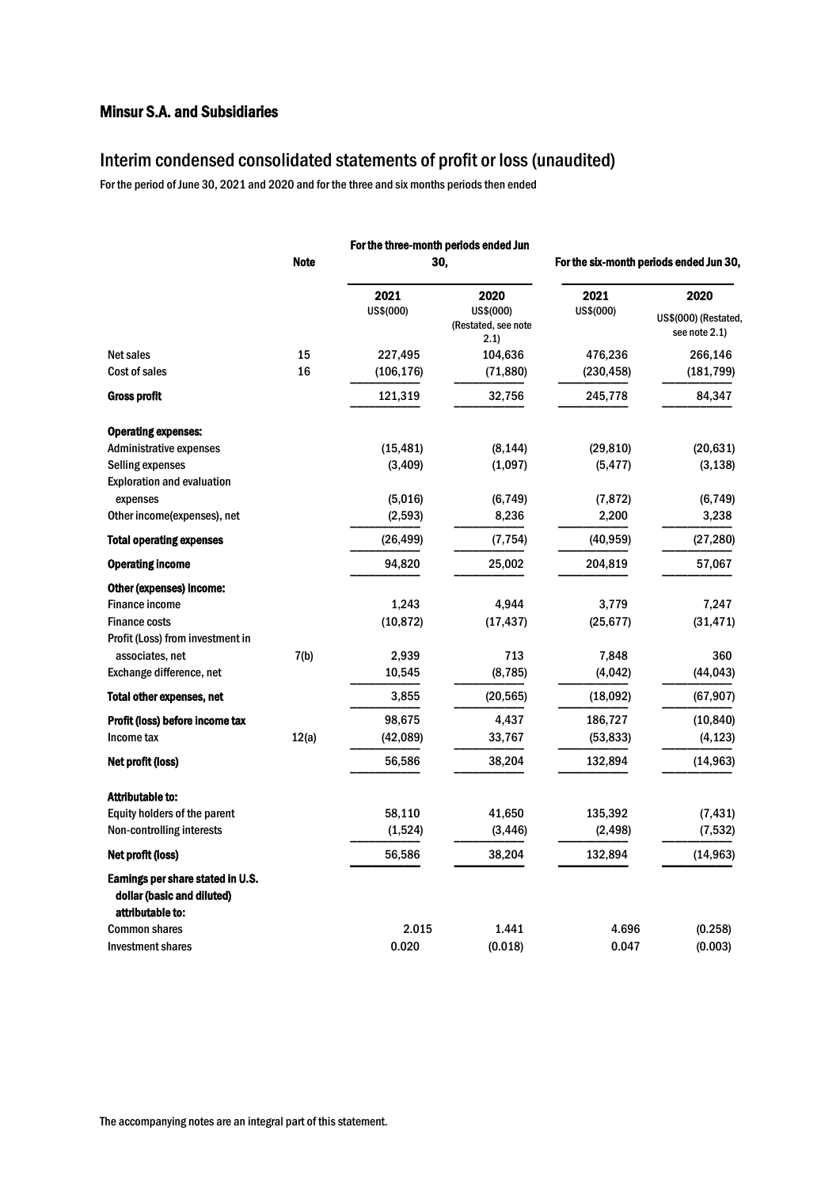## Minsur S.A. and Subsidiaries

# Interim condensed consolidated statements of profit or loss (unaudited)

For the period of June 30, 2021 and 2020 and for the three and six months periods then ended

| | Note | For the three-month periods ended Jun 30, | | For the six-month periods ended Jun 30, | |
|---|---|---|---|---|---|
| | | 2021<br>US$(000) | 2020<br>US$(000)<br>(Restated, see note 2.1) | 2021<br>US$(000) | 2020<br>US$(000) (Restated, see note 2.1) |
| Net sales | 15 | 227,495 | 104,636 | 476,236 | 266,146 |
| Cost of sales | 16 | (106,176) | (71,880) | (230,458) | (181,799) |
| **Gross profit** | | 121,319 | 32,756 | 245,778 | 84,347 |
| **Operating expenses:** | | | | | |
| Administrative expenses | | (15,481) | (8,144) | (29,810) | (20,631) |
| Selling expenses | | (3,409) | (1,097) | (5,477) | (3,138) |
| Exploration and evaluation expenses | | (5,016) | (6,749) | (7,872) | (6,749) |
| Other income(expenses), net | | (2,593) | 8,236 | 2,200 | 3,238 |
| **Total operating expenses** | | (26,499) | (7,754) | (40,959) | (27,280) |
| **Operating income** | | 94,820 | 25,002 | 204,819 | 57,067 |
| **Other (expenses) income:** | | | | | |
| Finance income | | 1,243 | 4,944 | 3,779 | 7,247 |
| Finance costs | | (10,872) | (17,437) | (25,677) | (31,471) |
| Profit (Loss) from investment in associates, net | 7(b) | 2,939 | 713 | 7,848 | 360 |
| Exchange difference, net | | 10,545 | (8,785) | (4,042) | (44,043) |
| **Total other expenses, net** | | 3,855 | (20,565) | (18,092) | (67,907) |
| **Profit (loss) before income tax** | | 98,675 | 4,437 | 186,727 | (10,840) |
| Income tax | 12(a) | (42,089) | 33,767 | (53,833) | (4,123) |
| **Net profit (loss)** | | 56,586 | 38,204 | 132,894 | (14,963) |
| **Attributable to:** | | | | | |
| Equity holders of the parent | | 58,110 | 41,650 | 135,392 | (7,431) |
| Non-controlling interests | | (1,524) | (3,446) | (2,498) | (7,532) |
| **Net profit (loss)** | | 56,586 | 38,204 | 132,894 | (14,963) |
| **Earnings per share stated in U.S. dollar (basic and diluted) attributable to:** | | | | | |
| Common shares | | 2.015 | 1.441 | 4.696 | (0.258) |
| Investment shares | | 0.020 | (0.018) | 0.047 | (0.003) |

The accompanying notes are an integral part of this statement.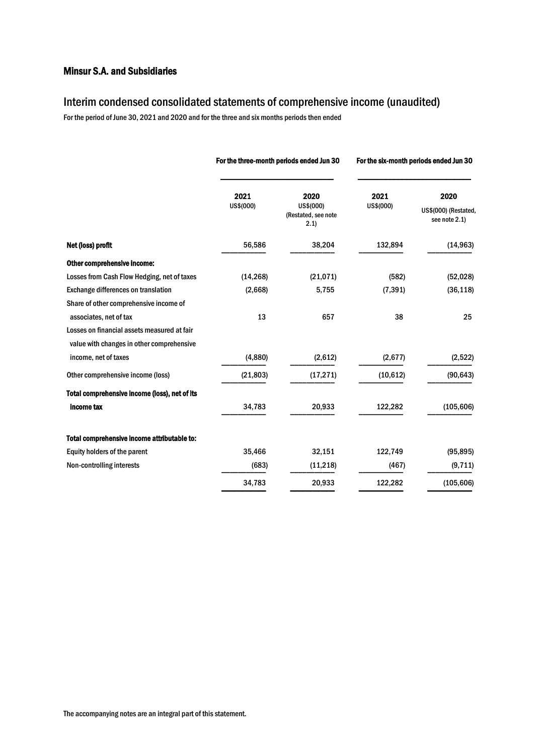## Minsur S.A. and Subsidiaries

# Interim condensed consolidated statements of comprehensive income (unaudited)

For the period of June 30, 2021 and 2020 and for the three and six months periods then ended

| | For the three-month periods ended Jun 30 | | For the six-month periods ended Jun 30 | |
|---|---|---|---|---|
| | 2021<br>US$(000) | 2020<br>US$(000)<br>(Restated, see note 2.1) | 2021<br>US$(000) | 2020<br>US$(000) (Restated, see note 2.1) |
| **Net (loss) profit** | 56,586 | 38,204 | 132,894 | (14,963) |
| **Other comprehensive income:** | | | | |
| Losses from Cash Flow Hedging, net of taxes | (14,268) | (21,071) | (582) | (52,028) |
| Exchange differences on translation | (2,668) | 5,755 | (7,391) | (36,118) |
| Share of other comprehensive income of associates, net of tax | 13 | 657 | 38 | 25 |
| Losses on financial assets measured at fair value with changes in other comprehensive income, net of taxes | (4,880) | (2,612) | (2,677) | (2,522) |
| Other comprehensive income (loss) | (21,803) | (17,271) | (10,612) | (90,643) |
| **Total comprehensive income (loss), net of its income tax** | 34,783 | 20,933 | 122,282 | (105,606) |
| **Total comprehensive income attributable to:** | | | | |
| Equity holders of the parent | 35,466 | 32,151 | 122,749 | (95,895) |
| Non-controlling interests | (683) | (11,218) | (467) | (9,711) |
| | 34,783 | 20,933 | 122,282 | (105,606) |

The accompanying notes are an integral part of this statement.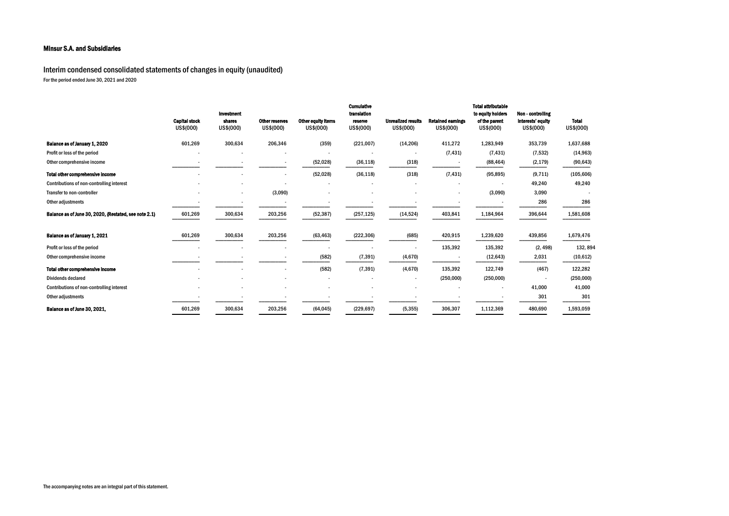**Minsur S.A. and Subsidiaries**

## Interim condensed consolidated statements of changes in equity (unaudited)

For the period ended June 30, 2021 and 2020

| | Capital stock US$(000) | Investment shares US$(000) | Other reserves US$(000) | Other equity items US$(000) | Cumulative translation reserve US$(000) | Unrealized results US$(000) | Retained earnings US$(000) | Total attributable to equity holders of the parent US$(000) | Non - controlling interests' equity US$(000) | Total US$(000) |
|---|---|---|---|---|---|---|---|---|---|---|
| **Balance as of January 1, 2020** | 601,269 | 300,634 | 206,346 | (359) | (221,007) | (14,206) | 411,272 | 1,283,949 | 353,739 | 1,637,688 |
| Profit or loss of the period | - | - | - | - | - | - | (7,431) | (7,431) | (7,532) | (14,963) |
| Other comprehensive income | - | - | - | (52,028) | (36,118) | (318) | - | (88,464) | (2,179) | (90,643) |
| **Total other comprehensive income** | - | - | - | (52,028) | (36,118) | (318) | (7,431) | (95,895) | (9,711) | (105,606) |
| Contributions of non-controlling interest | - | - | - | - | - | - | - | - | 49,240 | 49,240 |
| Transfer to non-controller | - | - | (3,090) | - | - | - | - | (3,090) | 3,090 | - |
| Other adjustments | - | - | - | - | - | - | - | - | 286 | 286 |
| **Balance as of June 30, 2020, (Restated, see note 2.1)** | 601,269 | 300,634 | 203,256 | (52,387) | (257,125) | (14,524) | 403,841 | 1,184,964 | 396,644 | 1,581,608 |
| **Balance as of January 1, 2021** | 601,269 | 300,634 | 203,256 | (63,463) | (222,306) | (685) | 420,915 | 1,239,620 | 439,856 | 1,679,476 |
| Profit or loss of the period | - | - | - | - | - | - | 135,392 | 135,392 | (2, 498) | 132, 894 |
| Other comprehensive income | - | - | - | (582) | (7,391) | (4,670) | - | (12,643) | 2,031 | (10,612) |
| **Total other comprehensive income** | - | - | - | (582) | (7,391) | (4,670) | 135,392 | 122,749 | (467) | 122,282 |
| Dividends declared | - | - | - | - | - | - | (250,000) | (250,000) | - | (250,000) |
| Contributions of non-controlling interest | - | - | - | - | - | - | - | - | 41,000 | 41,000 |
| Other adjustments | - | - | - | - | - | - | - | - | 301 | 301 |
| **Balance as of June 30, 2021,** | 601,269 | 300,634 | 203,256 | (64,045) | (229,697) | (5,355) | 306,307 | 1,112,369 | 480,690 | 1,593,059 |

The accompanying notes are an integral part of this statement.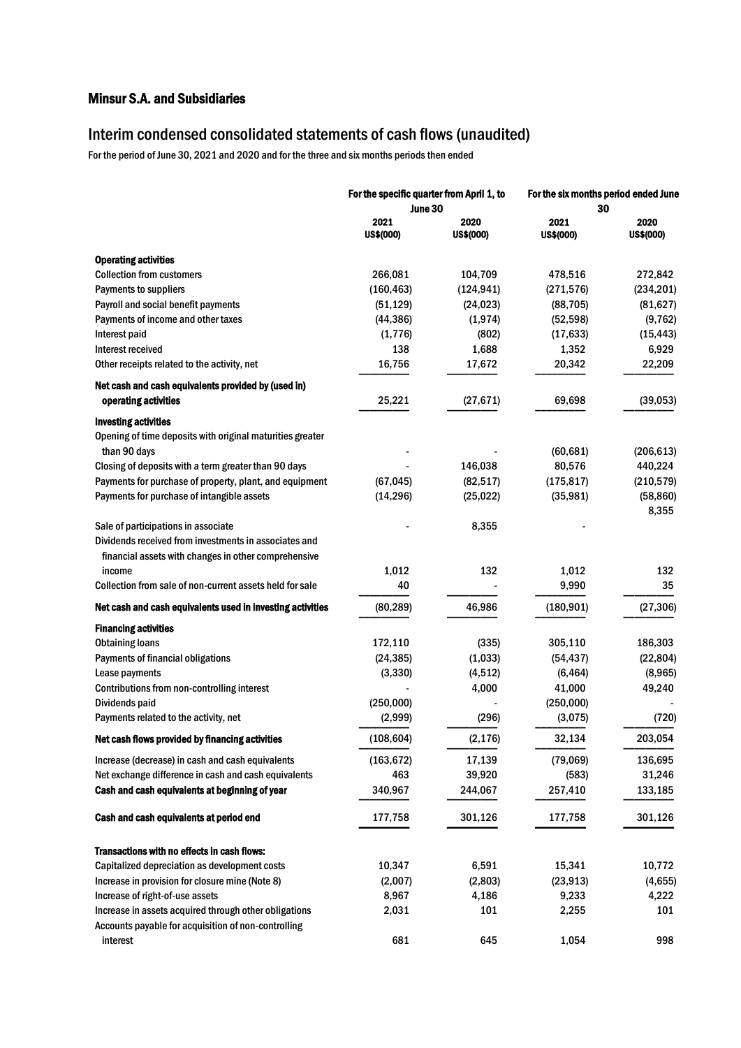# Minsur S.A. and Subsidiaries

## Interim condensed consolidated statements of cash flows (unaudited)

For the period of June 30, 2021 and 2020 and for the three and six months periods then ended

| | For the specific quarter from April 1, to June 30 | | For the six months period ended June 30 | |
|---|---|---|---|---|
| | 2021 US$(000) | 2020 US$(000) | 2021 US$(000) | 2020 US$(000) |
| **Operating activities** | | | | |
| Collection from customers | 266,081 | 104,709 | 478,516 | 272,842 |
| Payments to suppliers | (160,463) | (124,941) | (271,576) | (234,201) |
| Payroll and social benefit payments | (51,129) | (24,023) | (88,705) | (81,627) |
| Payments of income and other taxes | (44,386) | (1,974) | (52,598) | (9,762) |
| Interest paid | (1,776) | (802) | (17,633) | (15,443) |
| Interest received | 138 | 1,688 | 1,352 | 6,929 |
| Other receipts related to the activity, net | 16,756 | 17,672 | 20,342 | 22,209 |
| **Net cash and cash equivalents provided by (used in) operating activities** | 25,221 | (27,671) | 69,698 | (39,053) |
| **Investing activities** | | | | |
| Opening of time deposits with original maturities greater than 90 days | - | - | (60,681) | (206,613) |
| Closing of deposits with a term greater than 90 days | - | 146,038 | 80,576 | 440,224 |
| Payments for purchase of property, plant, and equipment | (67,045) | (82,517) | (175,817) | (210,579) |
| Payments for purchase of intangible assets | (14,296) | (25,022) | (35,981) | (58,860) |
| Sale of participations in associate | - | 8,355 | - | 8,355 |
| Dividends received from investments in associates and financial assets with changes in other comprehensive income | 1,012 | 132 | 1,012 | 132 |
| Collection from sale of non-current assets held for sale | 40 | - | 9,990 | 35 |
| **Net cash and cash equivalents used in investing activities** | (80,289) | 46,986 | (180,901) | (27,306) |
| **Financing activities** | | | | |
| Obtaining loans | 172,110 | (335) | 305,110 | 186,303 |
| Payments of financial obligations | (24,385) | (1,033) | (54,437) | (22,804) |
| Lease payments | (3,330) | (4,512) | (6,464) | (8,965) |
| Contributions from non-controlling interest | - | 4,000 | 41,000 | 49,240 |
| Dividends paid | (250,000) | - | (250,000) | - |
| Payments related to the activity, net | (2,999) | (296) | (3,075) | (720) |
| **Net cash flows provided by financing activities** | (108,604) | (2,176) | 32,134 | 203,054 |
| Increase (decrease) in cash and cash equivalents | (163,672) | 17,139 | (79,069) | 136,695 |
| Net exchange difference in cash and cash equivalents | 463 | 39,920 | (583) | 31,246 |
| **Cash and cash equivalents at beginning of year** | 340,967 | 244,067 | 257,410 | 133,185 |
| **Cash and cash equivalents at period end** | 177,758 | 301,126 | 177,758 | 301,126 |
| **Transactions with no effects in cash flows:** | | | | |
| Capitalized depreciation as development costs | 10,347 | 6,591 | 15,341 | 10,772 |
| Increase in provision for closure mine (Note 8) | (2,007) | (2,803) | (23,913) | (4,655) |
| Increase of right-of-use assets | 8,967 | 4,186 | 9,233 | 4,222 |
| Increase in assets acquired through other obligations | 2,031 | 101 | 2,255 | 101 |
| Accounts payable for acquisition of non-controlling interest | 681 | 645 | 1,054 | 998 |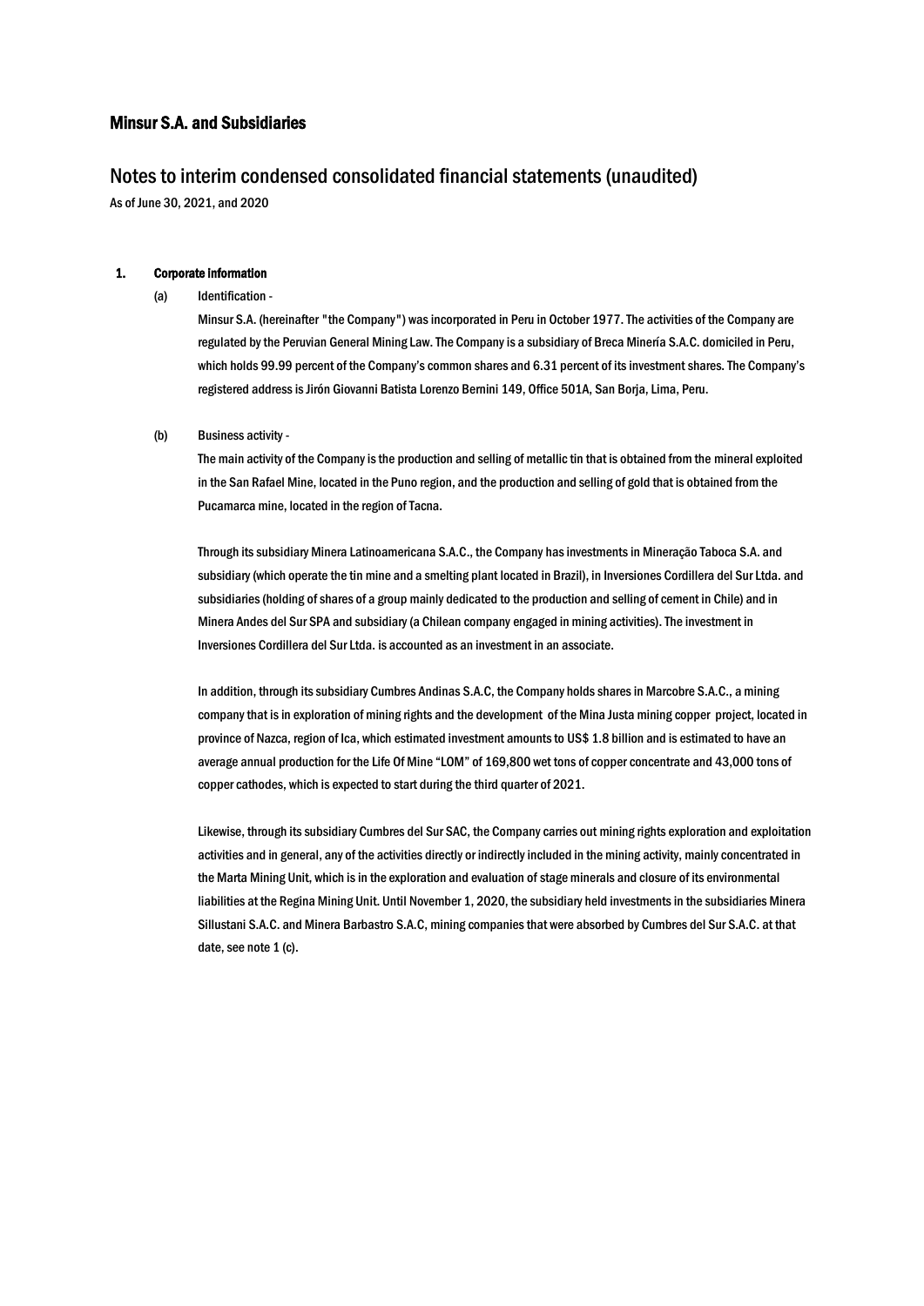## Minsur S.A. and Subsidiaries

# Notes to interim condensed consolidated financial statements (unaudited)

As of June 30, 2021, and 2020

### 1. Corporate information

(a) Identification -

Minsur S.A. (hereinafter "the Company") was incorporated in Peru in October 1977. The activities of the Company are regulated by the Peruvian General Mining Law. The Company is a subsidiary of Breca Minería S.A.C. domiciled in Peru, which holds 99.99 percent of the Company's common shares and 6.31 percent of its investment shares. The Company's registered address is Jirón Giovanni Batista Lorenzo Bernini 149, Office 501A, San Borja, Lima, Peru.

(b) Business activity -

The main activity of the Company is the production and selling of metallic tin that is obtained from the mineral exploited in the San Rafael Mine, located in the Puno region, and the production and selling of gold that is obtained from the Pucamarca mine, located in the region of Tacna.

Through its subsidiary Minera Latinoamericana S.A.C., the Company has investments in Mineração Taboca S.A. and subsidiary (which operate the tin mine and a smelting plant located in Brazil), in Inversiones Cordillera del Sur Ltda. and subsidiaries (holding of shares of a group mainly dedicated to the production and selling of cement in Chile) and in Minera Andes del Sur SPA and subsidiary (a Chilean company engaged in mining activities). The investment in Inversiones Cordillera del Sur Ltda. is accounted as an investment in an associate.

In addition, through its subsidiary Cumbres Andinas S.A.C, the Company holds shares in Marcobre S.A.C., a mining company that is in exploration of mining rights and the development of the Mina Justa mining copper project, located in province of Nazca, region of Ica, which estimated investment amounts to US$ 1.8 billion and is estimated to have an average annual production for the Life Of Mine "LOM" of 169,800 wet tons of copper concentrate and 43,000 tons of copper cathodes, which is expected to start during the third quarter of 2021.

Likewise, through its subsidiary Cumbres del Sur SAC, the Company carries out mining rights exploration and exploitation activities and in general, any of the activities directly or indirectly included in the mining activity, mainly concentrated in the Marta Mining Unit, which is in the exploration and evaluation of stage minerals and closure of its environmental liabilities at the Regina Mining Unit. Until November 1, 2020, the subsidiary held investments in the subsidiaries Minera Sillustani S.A.C. and Minera Barbastro S.A.C, mining companies that were absorbed by Cumbres del Sur S.A.C. at that date, see note 1 (c).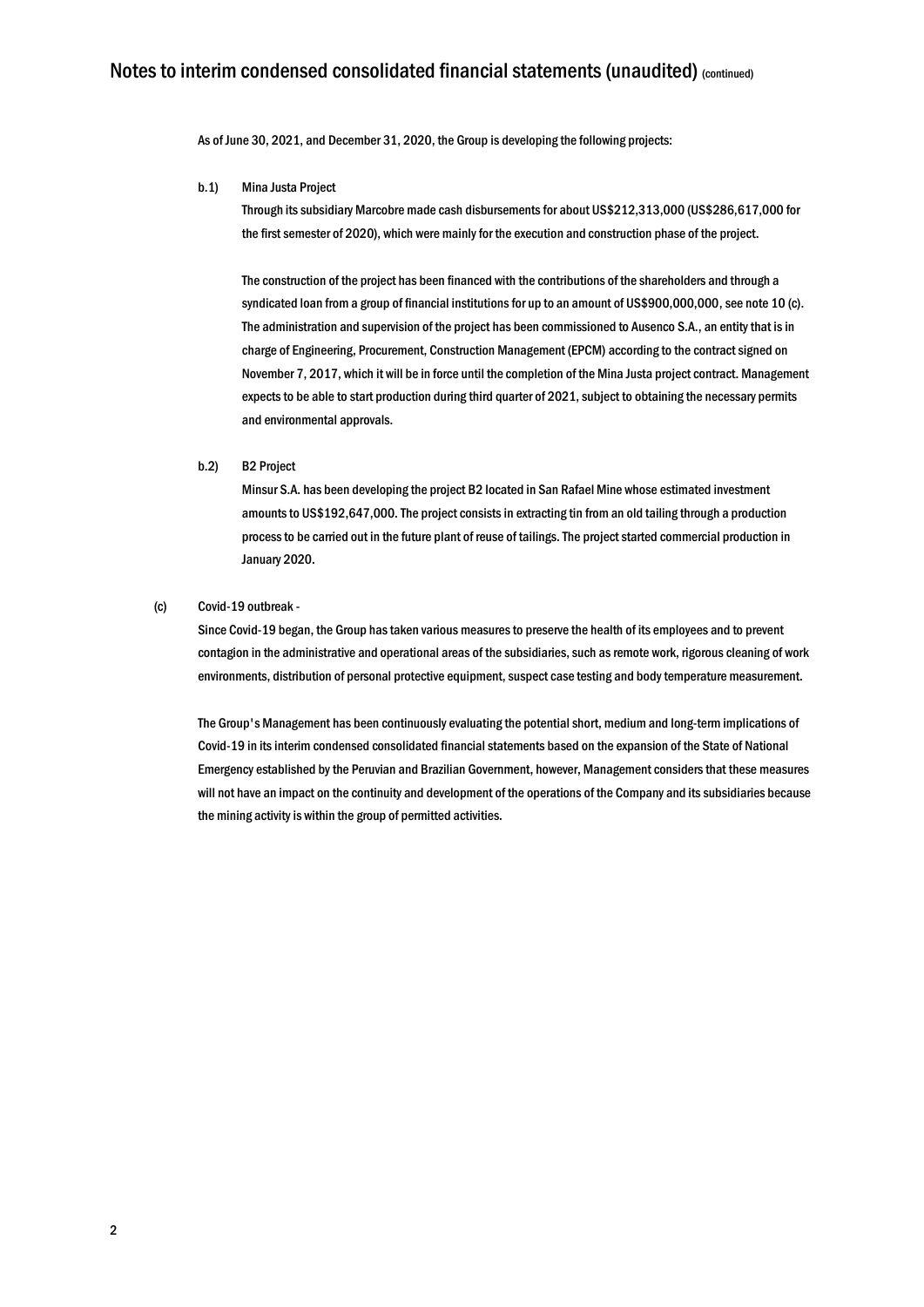As of June 30, 2021, and December 31, 2020, the Group is developing the following projects:

b.1) Mina Justa Project

Through its subsidiary Marcobre made cash disbursements for about US$212,313,000 (US$286,617,000 for the first semester of 2020), which were mainly for the execution and construction phase of the project.

The construction of the project has been financed with the contributions of the shareholders and through a syndicated loan from a group of financial institutions for up to an amount of US$900,000,000, see note 10 (c). The administration and supervision of the project has been commissioned to Ausenco S.A., an entity that is in charge of Engineering, Procurement, Construction Management (EPCM) according to the contract signed on November 7, 2017, which it will be in force until the completion of the Mina Justa project contract. Management expects to be able to start production during third quarter of 2021, subject to obtaining the necessary permits and environmental approvals.

b.2) B2 Project

Minsur S.A. has been developing the project B2 located in San Rafael Mine whose estimated investment amounts to US$192,647,000. The project consists in extracting tin from an old tailing through a production process to be carried out in the future plant of reuse of tailings. The project started commercial production in January 2020.

(c) Covid-19 outbreak -

Since Covid-19 began, the Group has taken various measures to preserve the health of its employees and to prevent contagion in the administrative and operational areas of the subsidiaries, such as remote work, rigorous cleaning of work environments, distribution of personal protective equipment, suspect case testing and body temperature measurement.

The Group's Management has been continuously evaluating the potential short, medium and long-term implications of Covid-19 in its interim condensed consolidated financial statements based on the expansion of the State of National Emergency established by the Peruvian and Brazilian Government, however, Management considers that these measures will not have an impact on the continuity and development of the operations of the Company and its subsidiaries because the mining activity is within the group of permitted activities.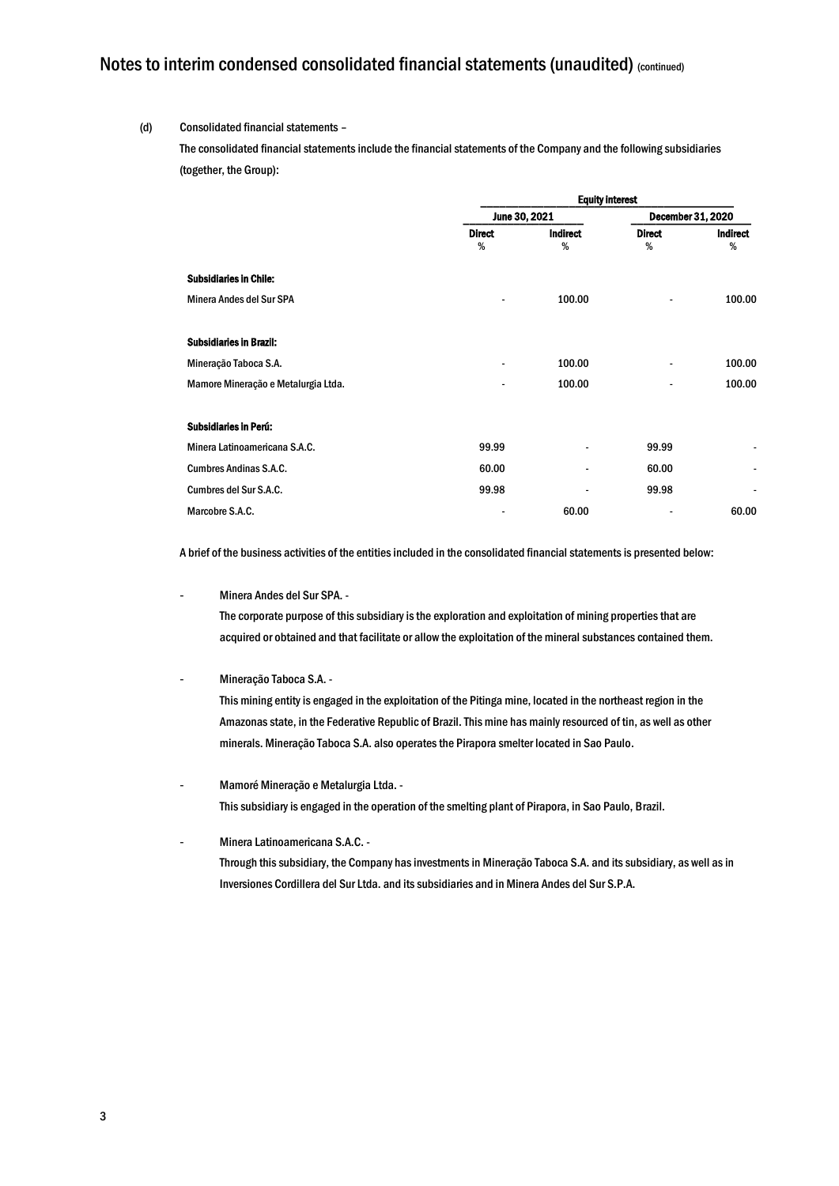(d) Consolidated financial statements –

The consolidated financial statements include the financial statements of the Company and the following subsidiaries (together, the Group):

| | Equity interest | | | |
|---|---|---|---|---|
| | June 30, 2021 | | December 31, 2020 | |
| | Direct % | Indirect % | Direct % | Indirect % |
| **Subsidiaries in Chile:** | | | | |
| Minera Andes del Sur SPA | - | 100.00 | - | 100.00 |
| **Subsidiaries in Brazil:** | | | | |
| Mineração Taboca S.A. | - | 100.00 | - | 100.00 |
| Mamore Mineração e Metalurgia Ltda. | - | 100.00 | - | 100.00 |
| **Subsidiaries in Perú:** | | | | |
| Minera Latinoamericana S.A.C. | 99.99 | - | 99.99 | - |
| Cumbres Andinas S.A.C. | 60.00 | - | 60.00 | - |
| Cumbres del Sur S.A.C. | 99.98 | - | 99.98 | - |
| Marcobre S.A.C. | - | 60.00 | - | 60.00 |

A brief of the business activities of the entities included in the consolidated financial statements is presented below:

- Minera Andes del Sur SPA. -

  The corporate purpose of this subsidiary is the exploration and exploitation of mining properties that are acquired or obtained and that facilitate or allow the exploitation of the mineral substances contained them.

- Mineração Taboca S.A. -

  This mining entity is engaged in the exploitation of the Pitinga mine, located in the northeast region in the Amazonas state, in the Federative Republic of Brazil. This mine has mainly resourced of tin, as well as other minerals. Mineração Taboca S.A. also operates the Pirapora smelter located in Sao Paulo.

- Mamoré Mineração e Metalurgia Ltda. -

  This subsidiary is engaged in the operation of the smelting plant of Pirapora, in Sao Paulo, Brazil.

- Minera Latinoamericana S.A.C. -

  Through this subsidiary, the Company has investments in Mineração Taboca S.A. and its subsidiary, as well as in Inversiones Cordillera del Sur Ltda. and its subsidiaries and in Minera Andes del Sur S.P.A.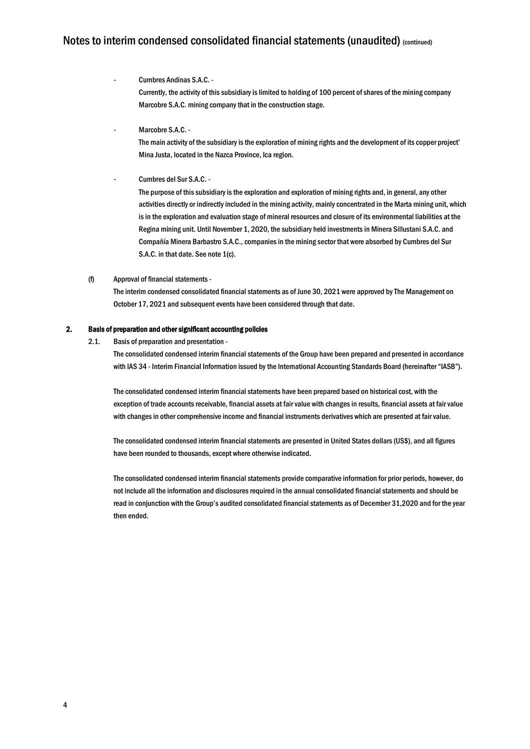- Cumbres Andinas S.A.C. -

  Currently, the activity of this subsidiary is limited to holding of 100 percent of shares of the mining company Marcobre S.A.C. mining company that in the construction stage.

- Marcobre S.A.C. -

  The main activity of the subsidiary is the exploration of mining rights and the development of its copper project' Mina Justa, located in the Nazca Province, Ica region.

- Cumbres del Sur S.A.C. -

  The purpose of this subsidiary is the exploration and exploration of mining rights and, in general, any other activities directly or indirectly included in the mining activity, mainly concentrated in the Marta mining unit, which is in the exploration and evaluation stage of mineral resources and closure of its environmental liabilities at the Regina mining unit. Until November 1, 2020, the subsidiary held investments in Minera Sillustani S.A.C. and Compañía Minera Barbastro S.A.C., companies in the mining sector that were absorbed by Cumbres del Sur S.A.C. in that date. See note 1(c).

(f) Approval of financial statements -

The interim condensed consolidated financial statements as of June 30, 2021 were approved by The Management on October 17, 2021 and subsequent events have been considered through that date.

## 2. Basis of preparation and other significant accounting policies

2.1. Basis of preparation and presentation -

The consolidated condensed interim financial statements of the Group have been prepared and presented in accordance with IAS 34 - Interim Financial Information issued by the International Accounting Standards Board (hereinafter "IASB").

The consolidated condensed interim financial statements have been prepared based on historical cost, with the exception of trade accounts receivable, financial assets at fair value with changes in results, financial assets at fair value with changes in other comprehensive income and financial instruments derivatives which are presented at fair value.

The consolidated condensed interim financial statements are presented in United States dollars (US$), and all figures have been rounded to thousands, except where otherwise indicated.

The consolidated condensed interim financial statements provide comparative information for prior periods, however, do not include all the information and disclosures required in the annual consolidated financial statements and should be read in conjunction with the Group's audited consolidated financial statements as of December 31,2020 and for the year then ended.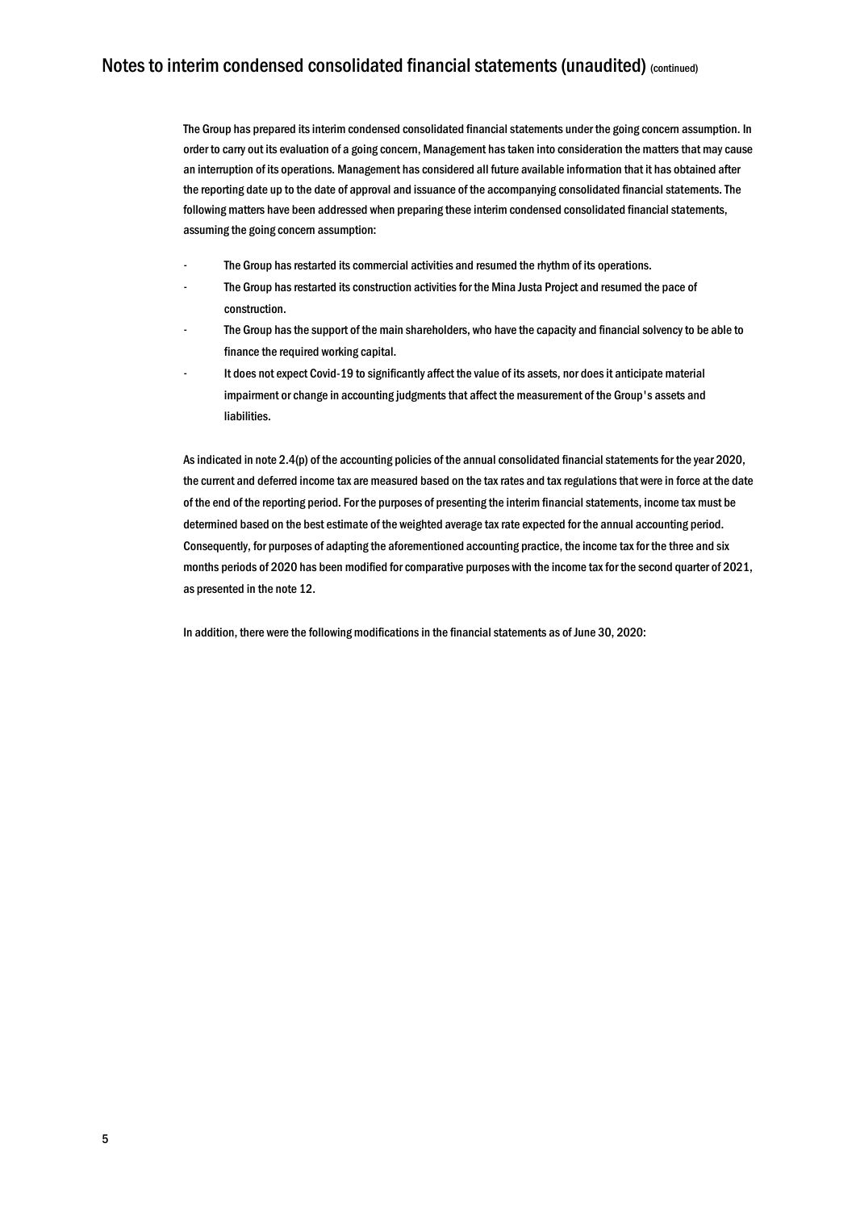The Group has prepared its interim condensed consolidated financial statements under the going concern assumption. In order to carry out its evaluation of a going concern, Management has taken into consideration the matters that may cause an interruption of its operations. Management has considered all future available information that it has obtained after the reporting date up to the date of approval and issuance of the accompanying consolidated financial statements. The following matters have been addressed when preparing these interim condensed consolidated financial statements, assuming the going concern assumption:

- The Group has restarted its commercial activities and resumed the rhythm of its operations.
- The Group has restarted its construction activities for the Mina Justa Project and resumed the pace of construction.
- The Group has the support of the main shareholders, who have the capacity and financial solvency to be able to finance the required working capital.
- It does not expect Covid-19 to significantly affect the value of its assets, nor does it anticipate material impairment or change in accounting judgments that affect the measurement of the Group's assets and liabilities.

As indicated in note 2.4(p) of the accounting policies of the annual consolidated financial statements for the year 2020, the current and deferred income tax are measured based on the tax rates and tax regulations that were in force at the date of the end of the reporting period. For the purposes of presenting the interim financial statements, income tax must be determined based on the best estimate of the weighted average tax rate expected for the annual accounting period. Consequently, for purposes of adapting the aforementioned accounting practice, the income tax for the three and six months periods of 2020 has been modified for comparative purposes with the income tax for the second quarter of 2021, as presented in the note 12.

In addition, there were the following modifications in the financial statements as of June 30, 2020: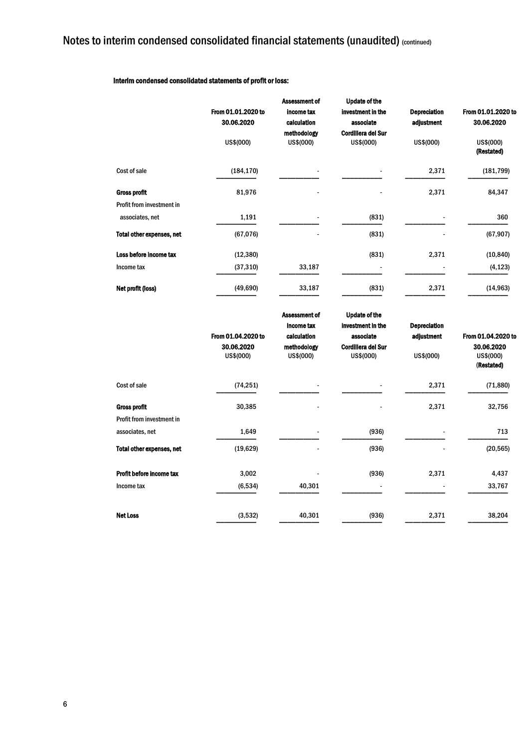# Notes to interim condensed consolidated financial statements (unaudited) (continued)

**Interim condensed consolidated statements of profit or loss:**

| | From 01.01.2020 to 30.06.2020 | Assessment of income tax calculation methodology | Update of the investment in the associate Cordillera del Sur | Depreciation adjustment | From 01.01.2020 to 30.06.2020 |
|---|---|---|---|---|---|
| | US$(000) | US$(000) | US$(000) | US$(000) | US$(000) **(Restated)** |
| Cost of sale | (184,170) | - | - | 2,371 | (181,799) |
| **Gross profit** | 81,976 | - | - | 2,371 | 84,347 |
| Profit from investment in associates, net | 1,191 | - | (831) | - | 360 |
| **Total other expenses, net** | (67,076) | - | (831) | - | (67,907) |
| **Loss before income tax** | (12,380) | | (831) | 2,371 | (10,840) |
| Income tax | (37,310) | 33,187 | - | - | (4,123) |
| **Net profit (loss)** | (49,690) | 33,187 | (831) | 2,371 | (14,963) |

| | From 01.04.2020 to 30.06.2020 | Assessment of income tax calculation methodology | Update of the investment in the associate Cordillera del Sur | Depreciation adjustment | From 01.04.2020 to 30.06.2020 |
|---|---|---|---|---|---|
| | US$(000) | US$(000) | US$(000) | US$(000) | US$(000) **(Restated)** |
| Cost of sale | (74,251) | - | - | 2,371 | (71,880) |
| **Gross profit** | 30,385 | - | - | 2,371 | 32,756 |
| Profit from investment in associates, net | 1,649 | - | (936) | - | 713 |
| **Total other expenses, net** | (19,629) | - | (936) | - | (20,565) |
| **Profit before income tax** | 3,002 | - | (936) | 2,371 | 4,437 |
| Income tax | (6,534) | 40,301 | - | - | 33,767 |
| **Net Loss** | (3,532) | 40,301 | (936) | 2,371 | 38,204 |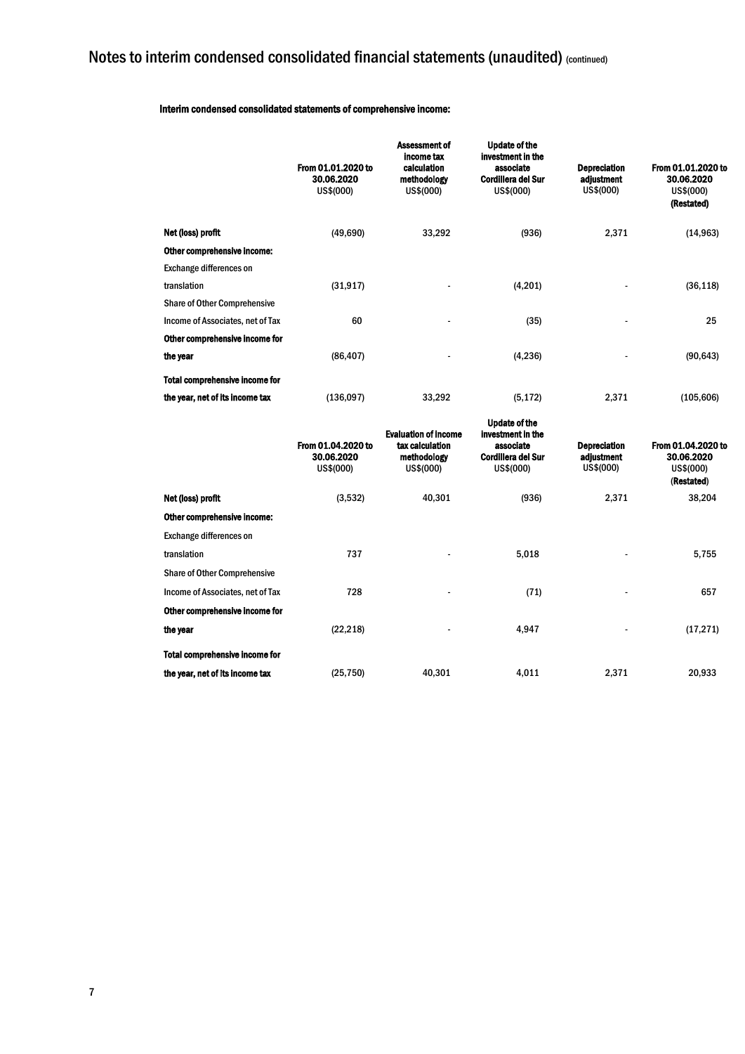# Notes to interim condensed consolidated financial statements (unaudited) (continued)

**Interim condensed consolidated statements of comprehensive income:**

| | From 01.01.2020 to 30.06.2020 US$(000) | Assessment of income tax calculation methodology US$(000) | Update of the investment in the associate Cordillera del Sur US$(000) | Depreciation adjustment US$(000) | From 01.01.2020 to 30.06.2020 US$(000) (Restated) |
|---|---|---|---|---|---|
| **Net (loss) profit** | (49,690) | 33,292 | (936) | 2,371 | (14,963) |
| **Other comprehensive income:** | | | | | |
| Exchange differences on translation | (31,917) | - | (4,201) | - | (36,118) |
| Share of Other Comprehensive Income of Associates, net of Tax | 60 | - | (35) | - | 25 |
| **Other comprehensive income for the year** | (86,407) | - | (4,236) | - | (90,643) |
| **Total comprehensive income for the year, net of its income tax** | (136,097) | 33,292 | (5,172) | 2,371 | (105,606) |

| | From 01.04.2020 to 30.06.2020 US$(000) | Evaluation of income tax calculation methodology US$(000) | Update of the investment in the associate Cordillera del Sur US$(000) | Depreciation adjustment US$(000) | From 01.04.2020 to 30.06.2020 US$(000) (Restated) |
|---|---|---|---|---|---|
| **Net (loss) profit** | (3,532) | 40,301 | (936) | 2,371 | 38,204 |
| **Other comprehensive income:** | | | | | |
| Exchange differences on translation | 737 | - | 5,018 | - | 5,755 |
| Share of Other Comprehensive Income of Associates, net of Tax | 728 | - | (71) | - | 657 |
| **Other comprehensive income for the year** | (22,218) | - | 4,947 | - | (17,271) |
| **Total comprehensive income for the year, net of its income tax** | (25,750) | 40,301 | 4,011 | 2,371 | 20,933 |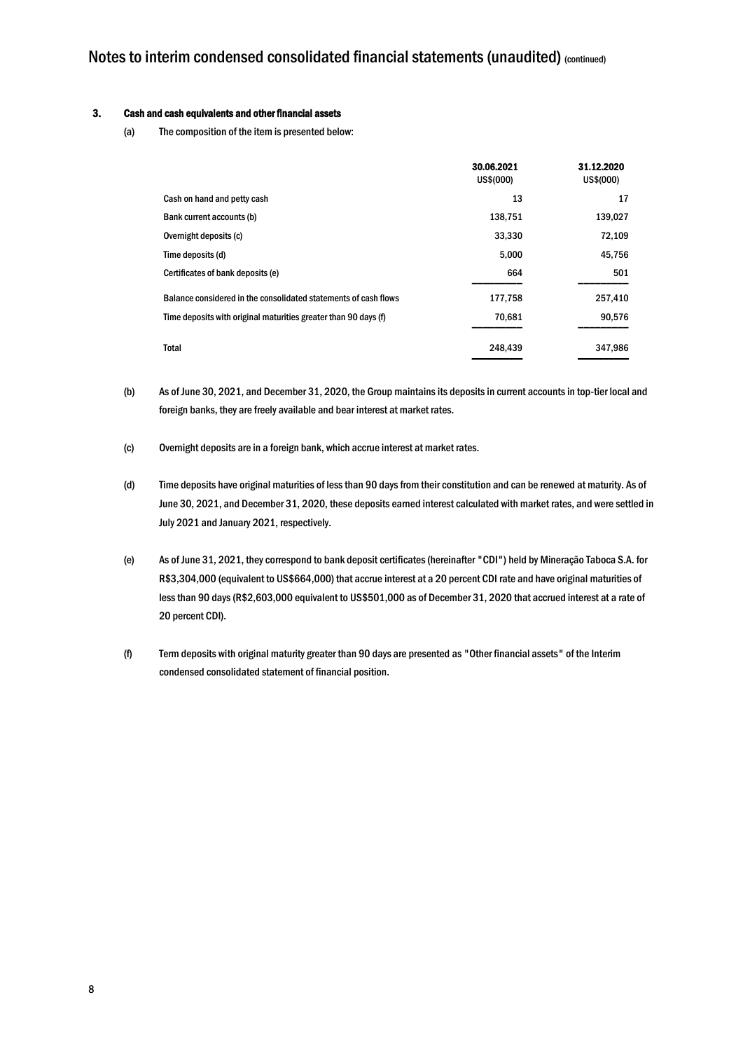### 3. Cash and cash equivalents and other financial assets

(a) The composition of the item is presented below:

| | 30.06.2021 US$(000) | 31.12.2020 US$(000) |
|---|---|---|
| Cash on hand and petty cash | 13 | 17 |
| Bank current accounts (b) | 138,751 | 139,027 |
| Overnight deposits (c) | 33,330 | 72,109 |
| Time deposits (d) | 5,000 | 45,756 |
| Certificates of bank deposits (e) | 664 | 501 |
| Balance considered in the consolidated statements of cash flows | 177,758 | 257,410 |
| Time deposits with original maturities greater than 90 days (f) | 70,681 | 90,576 |
| Total | 248,439 | 347,986 |

(b) As of June 30, 2021, and December 31, 2020, the Group maintains its deposits in current accounts in top-tier local and foreign banks, they are freely available and bear interest at market rates.

(c) Overnight deposits are in a foreign bank, which accrue interest at market rates.

(d) Time deposits have original maturities of less than 90 days from their constitution and can be renewed at maturity. As of June 30, 2021, and December 31, 2020, these deposits earned interest calculated with market rates, and were settled in July 2021 and January 2021, respectively.

(e) As of June 31, 2021, they correspond to bank deposit certificates (hereinafter "CDI") held by Mineração Taboca S.A. for R$3,304,000 (equivalent to US$664,000) that accrue interest at a 20 percent CDI rate and have original maturities of less than 90 days (R$2,603,000 equivalent to US$501,000 as of December 31, 2020 that accrued interest at a rate of 20 percent CDI).

(f) Term deposits with original maturity greater than 90 days are presented as "Other financial assets" of the Interim condensed consolidated statement of financial position.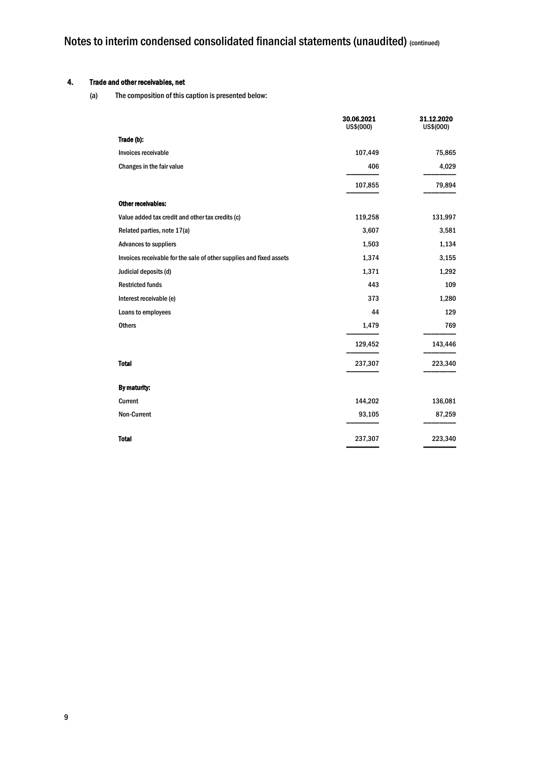# Notes to interim condensed consolidated financial statements (unaudited) (continued)

## 4. Trade and other receivables, net

(a) The composition of this caption is presented below:

| | 30.06.2021 US$(000) | 31.12.2020 US$(000) |
|---|---|---|
| **Trade (b):** | | |
| Invoices receivable | 107,449 | 75,865 |
| Changes in the fair value | 406 | 4,029 |
| | 107,855 | 79,894 |
| **Other receivables:** | | |
| Value added tax credit and other tax credits (c) | 119,258 | 131,997 |
| Related parties, note 17(a) | 3,607 | 3,581 |
| Advances to suppliers | 1,503 | 1,134 |
| Invoices receivable for the sale of other supplies and fixed assets | 1,374 | 3,155 |
| Judicial deposits (d) | 1,371 | 1,292 |
| Restricted funds | 443 | 109 |
| Interest receivable (e) | 373 | 1,280 |
| Loans to employees | 44 | 129 |
| Others | 1,479 | 769 |
| | 129,452 | 143,446 |
| **Total** | 237,307 | 223,340 |
| **By maturity:** | | |
| Current | 144,202 | 136,081 |
| Non-Current | 93,105 | 87,259 |
| **Total** | 237,307 | 223,340 |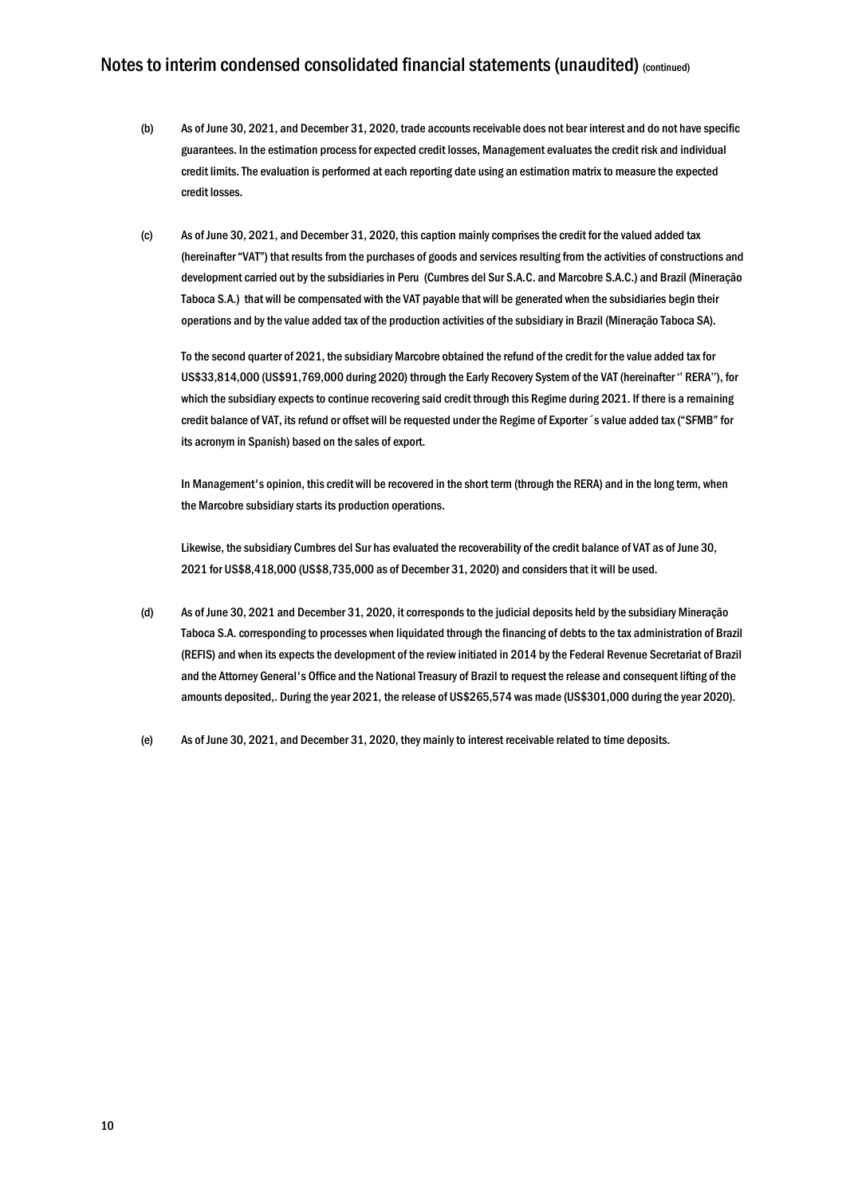(b) As of June 30, 2021, and December 31, 2020, trade accounts receivable does not bear interest and do not have specific guarantees. In the estimation process for expected credit losses, Management evaluates the credit risk and individual credit limits. The evaluation is performed at each reporting date using an estimation matrix to measure the expected credit losses.

(c) As of June 30, 2021, and December 31, 2020, this caption mainly comprises the credit for the valued added tax (hereinafter "VAT") that results from the purchases of goods and services resulting from the activities of constructions and development carried out by the subsidiaries in Peru (Cumbres del Sur S.A.C. and Marcobre S.A.C.) and Brazil (Mineração Taboca S.A.) that will be compensated with the VAT payable that will be generated when the subsidiaries begin their operations and by the value added tax of the production activities of the subsidiary in Brazil (Mineração Taboca SA).

To the second quarter of 2021, the subsidiary Marcobre obtained the refund of the credit for the value added tax for US$33,814,000 (US$91,769,000 during 2020) through the Early Recovery System of the VAT (hereinafter '' RERA''), for which the subsidiary expects to continue recovering said credit through this Regime during 2021. If there is a remaining credit balance of VAT, its refund or offset will be requested under the Regime of Exporter´s value added tax ("SFMB" for its acronym in Spanish) based on the sales of export.

In Management's opinion, this credit will be recovered in the short term (through the RERA) and in the long term, when the Marcobre subsidiary starts its production operations.

Likewise, the subsidiary Cumbres del Sur has evaluated the recoverability of the credit balance of VAT as of June 30, 2021 for US$8,418,000 (US$8,735,000 as of December 31, 2020) and considers that it will be used.

(d) As of June 30, 2021 and December 31, 2020, it corresponds to the judicial deposits held by the subsidiary Mineração Taboca S.A. corresponding to processes when liquidated through the financing of debts to the tax administration of Brazil (REFIS) and when its expects the development of the review initiated in 2014 by the Federal Revenue Secretariat of Brazil and the Attorney General's Office and the National Treasury of Brazil to request the release and consequent lifting of the amounts deposited,. During the year 2021, the release of US$265,574 was made (US$301,000 during the year 2020).

(e) As of June 30, 2021, and December 31, 2020, they mainly to interest receivable related to time deposits.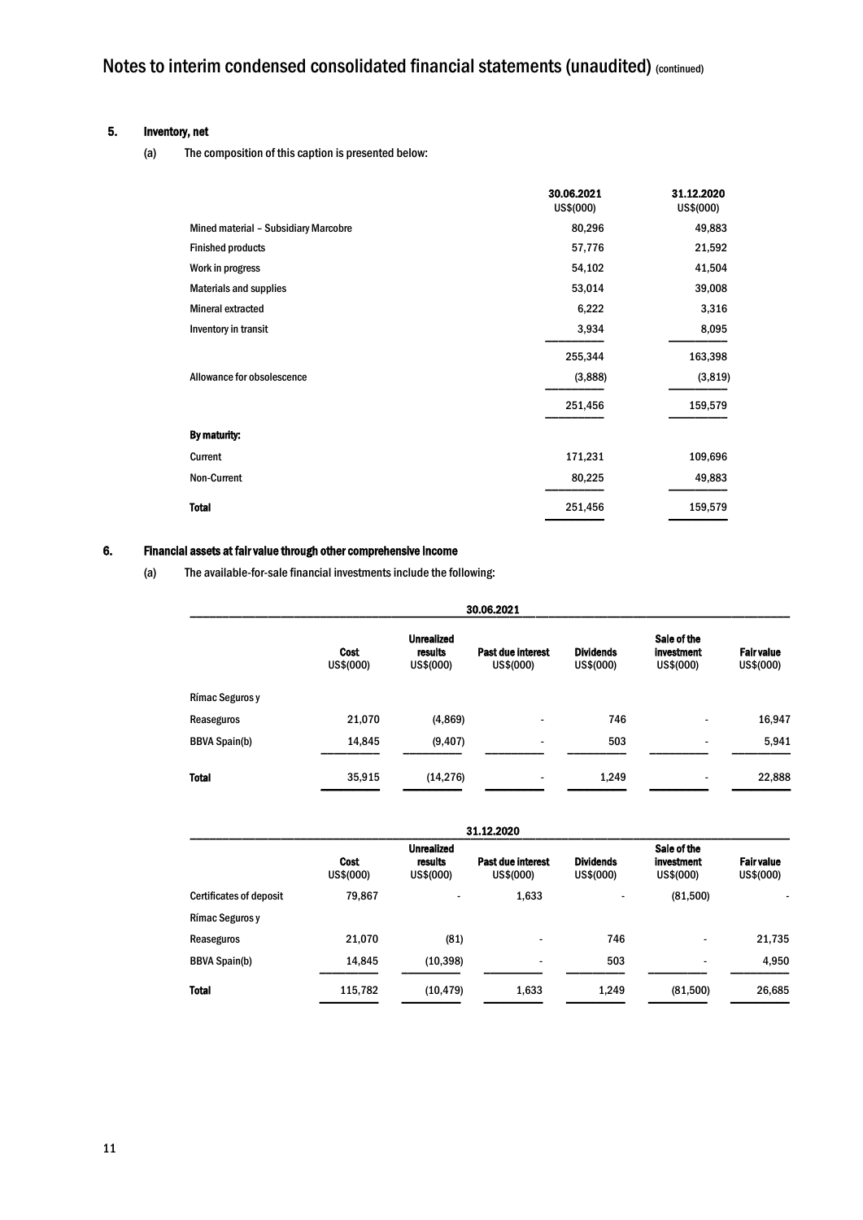## 5. Inventory, net

(a) The composition of this caption is presented below:

| | 30.06.2021<br>US$(000) | 31.12.2020<br>US$(000) |
|---|---|---|
| Mined material – Subsidiary Marcobre | 80,296 | 49,883 |
| Finished products | 57,776 | 21,592 |
| Work in progress | 54,102 | 41,504 |
| Materials and supplies | 53,014 | 39,008 |
| Mineral extracted | 6,222 | 3,316 |
| Inventory in transit | 3,934 | 8,095 |
| | 255,344 | 163,398 |
| Allowance for obsolescence | (3,888) | (3,819) |
| | 251,456 | 159,579 |
| **By maturity:** | | |
| Current | 171,231 | 109,696 |
| Non-Current | 80,225 | 49,883 |
| **Total** | 251,456 | 159,579 |

## 6. Financial assets at fair value through other comprehensive income

(a) The available-for-sale financial investments include the following:

| 30.06.2021 | | | | | | |
|---|---|---|---|---|---|---|
| | Cost<br>US$(000) | Unrealized results<br>US$(000) | Past due interest<br>US$(000) | Dividends<br>US$(000) | Sale of the investment<br>US$(000) | Fair value<br>US$(000) |
| Rímac Seguros y | | | | | | |
| Reaseguros | 21,070 | (4,869) | - | 746 | - | 16,947 |
| BBVA Spain(b) | 14,845 | (9,407) | - | 503 | - | 5,941 |
| **Total** | 35,915 | (14,276) | - | 1,249 | - | 22,888 |

| 31.12.2020 | | | | | | |
|---|---|---|---|---|---|---|
| | Cost<br>US$(000) | Unrealized results<br>US$(000) | Past due interest<br>US$(000) | Dividends<br>US$(000) | Sale of the investment<br>US$(000) | Fair value<br>US$(000) |
| Certificates of deposit | 79,867 | - | 1,633 | - | (81,500) | - |
| Rímac Seguros y | | | | | | |
| Reaseguros | 21,070 | (81) | - | 746 | - | 21,735 |
| BBVA Spain(b) | 14,845 | (10,398) | - | 503 | - | 4,950 |
| **Total** | 115,782 | (10,479) | 1,633 | 1,249 | (81,500) | 26,685 |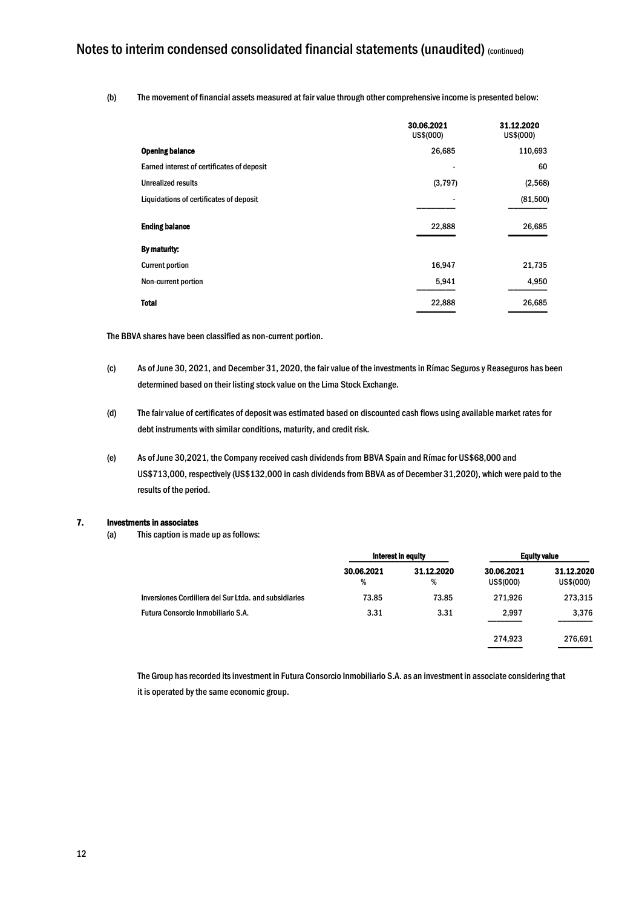(b) The movement of financial assets measured at fair value through other comprehensive income is presented below:

| | 30.06.2021 US$(000) | 31.12.2020 US$(000) |
|---|---|---|
| **Opening balance** | 26,685 | 110,693 |
| Earned interest of certificates of deposit | - | 60 |
| Unrealized results | (3,797) | (2,568) |
| Liquidations of certificates of deposit | - | (81,500) |
| **Ending balance** | 22,888 | 26,685 |
| **By maturity:** | | |
| Current portion | 16,947 | 21,735 |
| Non-current portion | 5,941 | 4,950 |
| **Total** | 22,888 | 26,685 |

The BBVA shares have been classified as non-current portion.

(c) As of June 30, 2021, and December 31, 2020, the fair value of the investments in Rímac Seguros y Reaseguros has been determined based on their listing stock value on the Lima Stock Exchange.

(d) The fair value of certificates of deposit was estimated based on discounted cash flows using available market rates for debt instruments with similar conditions, maturity, and credit risk.

(e) As of June 30,2021, the Company received cash dividends from BBVA Spain and Rímac for US$68,000 and US$713,000, respectively (US$132,000 in cash dividends from BBVA as of December 31,2020), which were paid to the results of the period.

## 7. Investments in associates

(a) This caption is made up as follows:

| | Interest in equity | | Equity value | |
|---|---|---|---|---|
| | 30.06.2021 % | 31.12.2020 % | 30.06.2021 US$(000) | 31.12.2020 US$(000) |
| Inversiones Cordillera del Sur Ltda. and subsidiaries | 73.85 | 73.85 | 271,926 | 273,315 |
| Futura Consorcio Inmobiliario S.A. | 3.31 | 3.31 | 2,997 | 3,376 |
| | | | 274,923 | 276,691 |

The Group has recorded its investment in Futura Consorcio Inmobiliario S.A. as an investment in associate considering that it is operated by the same economic group.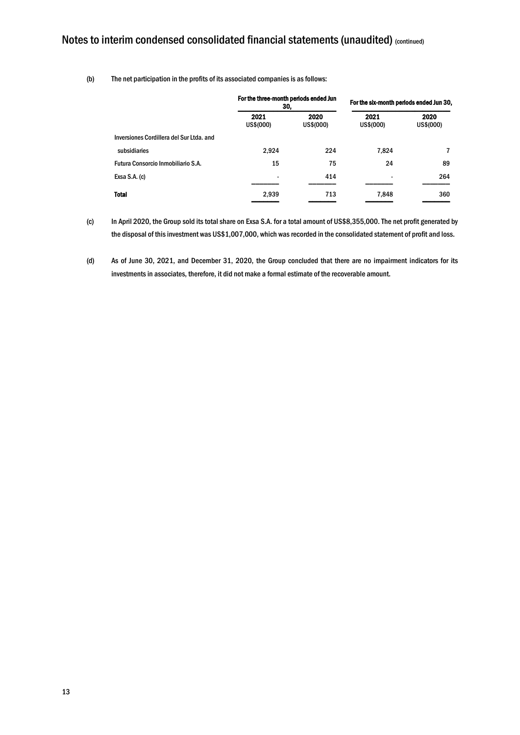(b) The net participation in the profits of its associated companies is as follows:

| | For the three-month periods ended Jun 30, | | For the six-month periods ended Jun 30, | |
|---|---|---|---|---|
| | 2021<br>US$(000) | 2020<br>US$(000) | 2021<br>US$(000) | 2020<br>US$(000) |
| Inversiones Cordillera del Sur Ltda. and subsidiaries | 2,924 | 224 | 7,824 | 7 |
| Futura Consorcio Inmobiliario S.A. | 15 | 75 | 24 | 89 |
| Exsa S.A. (c) | - | 414 | - | 264 |
| **Total** | 2,939 | 713 | 7,848 | 360 |

(c) In April 2020, the Group sold its total share on Exsa S.A. for a total amount of US$8,355,000. The net profit generated by the disposal of this investment was US$1,007,000, which was recorded in the consolidated statement of profit and loss.

(d) As of June 30, 2021, and December 31, 2020, the Group concluded that there are no impairment indicators for its investments in associates, therefore, it did not make a formal estimate of the recoverable amount.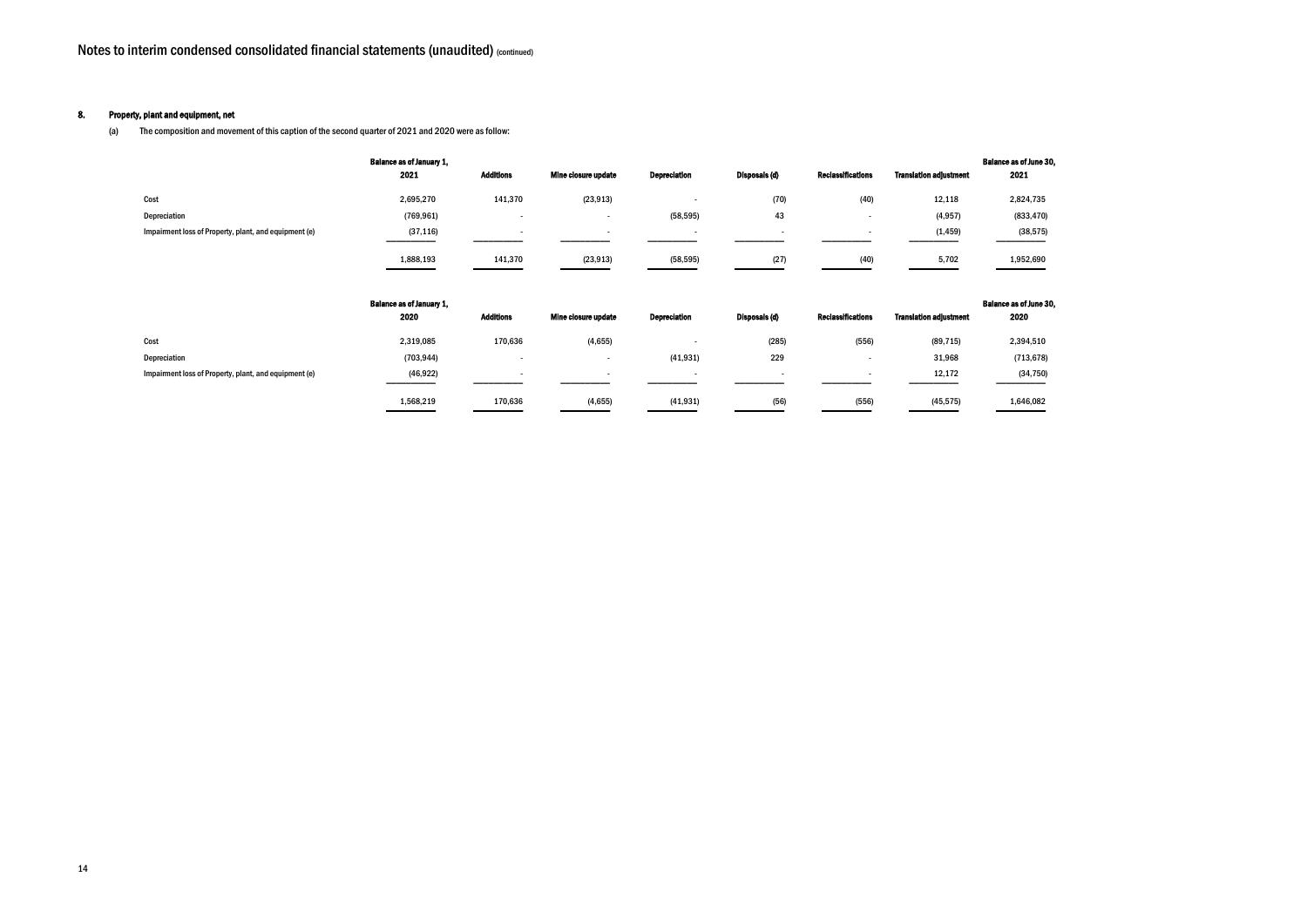# Notes to interim condensed consolidated financial statements (unaudited) (continued)

## 8. Property, plant and equipment, net

(a) The composition and movement of this caption of the second quarter of 2021 and 2020 were as follow:

| | Balance as of January 1, 2021 | Additions | Mine closure update | Depreciation | Disposals (d) | Reclassifications | Translation adjustment | Balance as of June 30, 2021 |
|---|---|---|---|---|---|---|---|---|
| Cost | 2,695,270 | 141,370 | (23,913) | - | (70) | (40) | 12,118 | 2,824,735 |
| Depreciation | (769,961) | - | - | (58,595) | 43 | - | (4,957) | (833,470) |
| Impairment loss of Property, plant, and equipment (e) | (37,116) | - | - | - | - | - | (1,459) | (38,575) |
| | 1,888,193 | 141,370 | (23,913) | (58,595) | (27) | (40) | 5,702 | 1,952,690 |

| | Balance as of January 1, 2020 | Additions | Mine closure update | Depreciation | Disposals (d) | Reclassifications | Translation adjustment | Balance as of June 30, 2020 |
|---|---|---|---|---|---|---|---|---|
| Cost | 2,319,085 | 170,636 | (4,655) | - | (285) | (556) | (89,715) | 2,394,510 |
| Depreciation | (703,944) | - | - | (41,931) | 229 | - | 31,968 | (713,678) |
| Impairment loss of Property, plant, and equipment (e) | (46,922) | - | - | - | - | - | 12,172 | (34,750) |
| | 1,568,219 | 170,636 | (4,655) | (41,931) | (56) | (556) | (45,575) | 1,646,082 |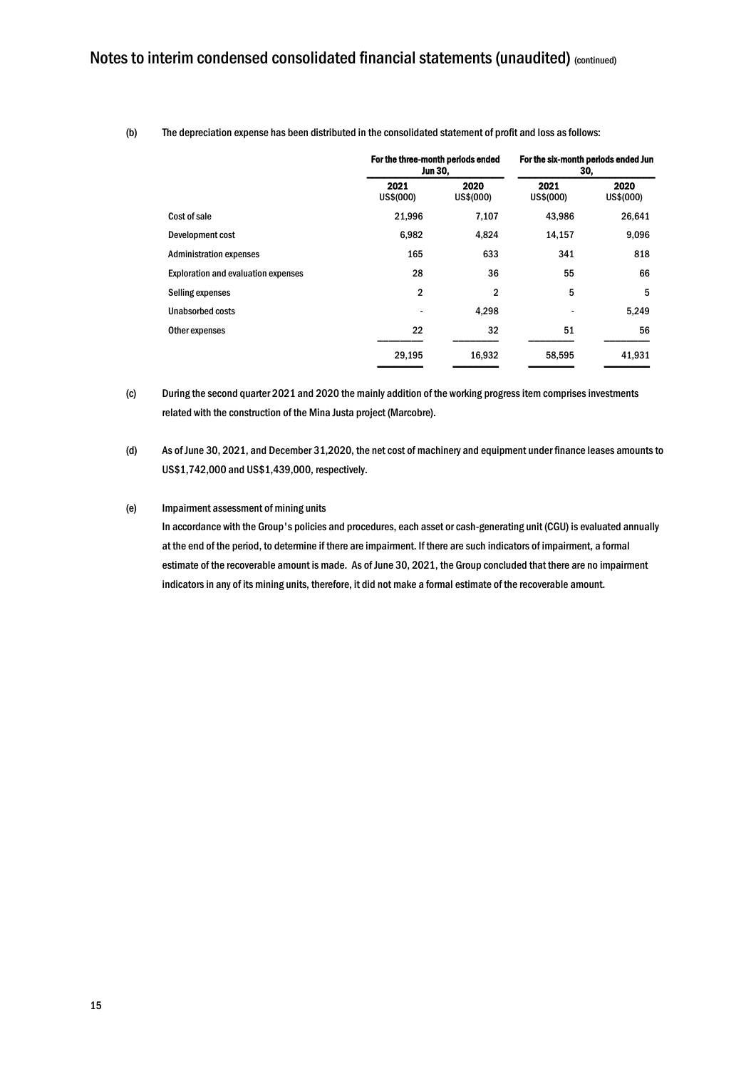(b) The depreciation expense has been distributed in the consolidated statement of profit and loss as follows:

| | For the three-month periods ended Jun 30, | | For the six-month periods ended Jun 30, | |
|---|---|---|---|---|
| | 2021 US$(000) | 2020 US$(000) | 2021 US$(000) | 2020 US$(000) |
| Cost of sale | 21,996 | 7,107 | 43,986 | 26,641 |
| Development cost | 6,982 | 4,824 | 14,157 | 9,096 |
| Administration expenses | 165 | 633 | 341 | 818 |
| Exploration and evaluation expenses | 28 | 36 | 55 | 66 |
| Selling expenses | 2 | 2 | 5 | 5 |
| Unabsorbed costs | - | 4,298 | - | 5,249 |
| Other expenses | 22 | 32 | 51 | 56 |
| | 29,195 | 16,932 | 58,595 | 41,931 |

(c) During the second quarter 2021 and 2020 the mainly addition of the working progress item comprises investments related with the construction of the Mina Justa project (Marcobre).

(d) As of June 30, 2021, and December 31,2020, the net cost of machinery and equipment under finance leases amounts to US$1,742,000 and US$1,439,000, respectively.

(e) Impairment assessment of mining units

In accordance with the Group's policies and procedures, each asset or cash-generating unit (CGU) is evaluated annually at the end of the period, to determine if there are impairment. If there are such indicators of impairment, a formal estimate of the recoverable amount is made. As of June 30, 2021, the Group concluded that there are no impairment indicators in any of its mining units, therefore, it did not make a formal estimate of the recoverable amount.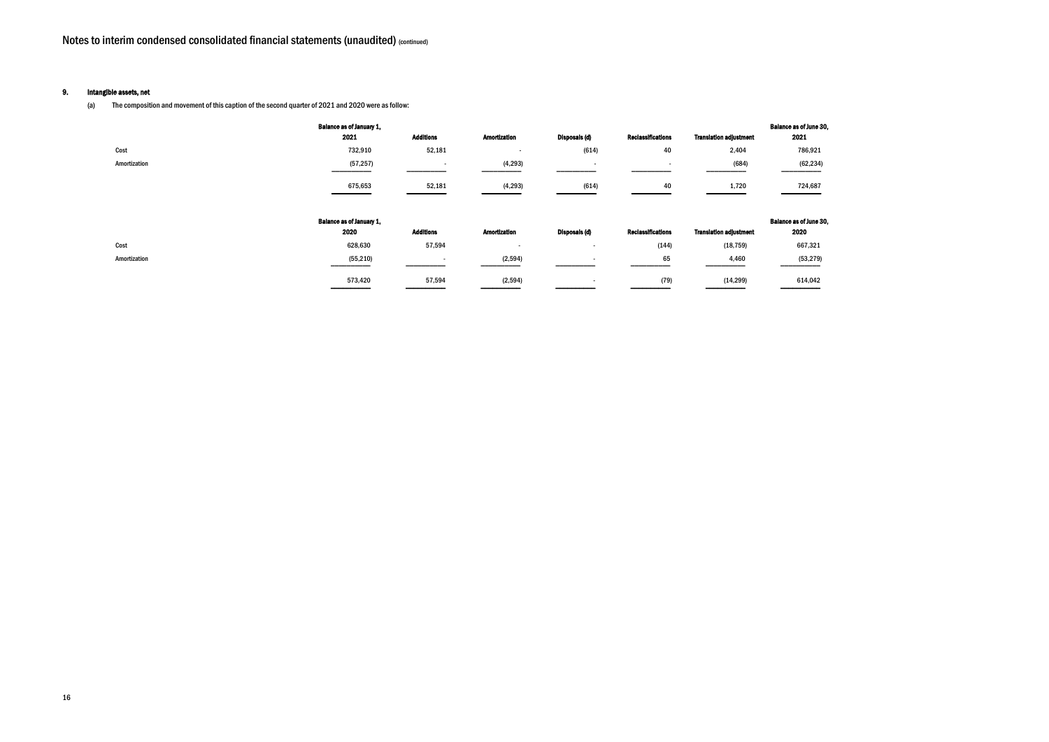## 9. Intangible assets, net

(a) The composition and movement of this caption of the second quarter of 2021 and 2020 were as follow:

| | Balance as of January 1, 2021 | Additions | Amortization | Disposals (d) | Reclassifications | Translation adjustment | Balance as of June 30, 2021 |
|---|---|---|---|---|---|---|---|
| Cost | 732,910 | 52,181 | - | (614) | 40 | 2,404 | 786,921 |
| Amortization | (57,257) | - | (4,293) | - | - | (684) | (62,234) |
| | 675,653 | 52,181 | (4,293) | (614) | 40 | 1,720 | 724,687 |

| | Balance as of January 1, 2020 | Additions | Amortization | Disposals (d) | Reclassifications | Translation adjustment | Balance as of June 30, 2020 |
|---|---|---|---|---|---|---|---|
| Cost | 628,630 | 57,594 | - | - | (144) | (18,759) | 667,321 |
| Amortization | (55,210) | - | (2,594) | - | 65 | 4,460 | (53,279) |
| | 573,420 | 57,594 | (2,594) | - | (79) | (14,299) | 614,042 |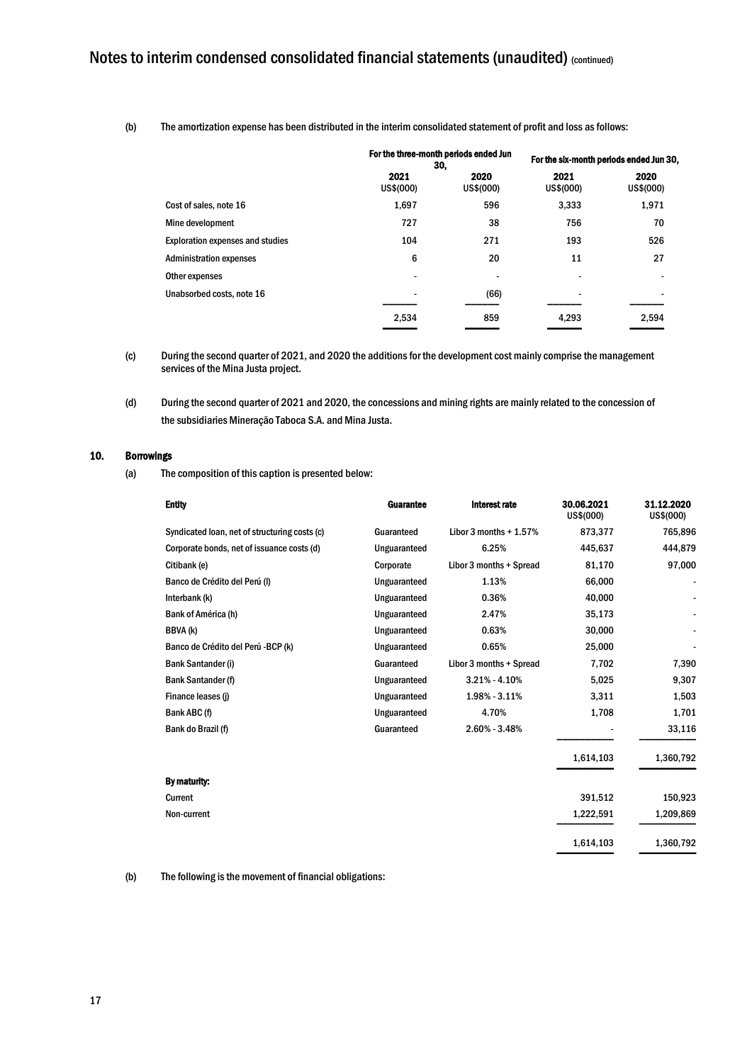(b) The amortization expense has been distributed in the interim consolidated statement of profit and loss as follows:

| | For the three-month periods ended Jun 30, | | For the six-month periods ended Jun 30, | |
|---|---|---|---|---|
| | 2021 US$(000) | 2020 US$(000) | 2021 US$(000) | 2020 US$(000) |
| Cost of sales, note 16 | 1,697 | 596 | 3,333 | 1,971 |
| Mine development | 727 | 38 | 756 | 70 |
| Exploration expenses and studies | 104 | 271 | 193 | 526 |
| Administration expenses | 6 | 20 | 11 | 27 |
| Other expenses | - | - | - | - |
| Unabsorbed costs, note 16 | - | (66) | - | - |
| | 2,534 | 859 | 4,293 | 2,594 |

(c) During the second quarter of 2021, and 2020 the additions for the development cost mainly comprise the management services of the Mina Justa project.

(d) During the second quarter of 2021 and 2020, the concessions and mining rights are mainly related to the concession of the subsidiaries Mineração Taboca S.A. and Mina Justa.

## 10. Borrowings

(a) The composition of this caption is presented below:

| Entity | Guarantee | Interest rate | 30.06.2021 US$(000) | 31.12.2020 US$(000) |
|---|---|---|---|---|
| Syndicated loan, net of structuring costs (c) | Guaranteed | Libor 3 months + 1.57% | 873,377 | 765,896 |
| Corporate bonds, net of issuance costs (d) | Unguaranteed | 6.25% | 445,637 | 444,879 |
| Citibank (e) | Corporate | Libor 3 months + Spread | 81,170 | 97,000 |
| Banco de Crédito del Perú (l) | Unguaranteed | 1.13% | 66,000 | - |
| Interbank (k) | Unguaranteed | 0.36% | 40,000 | - |
| Bank of América (h) | Unguaranteed | 2.47% | 35,173 | - |
| BBVA (k) | Unguaranteed | 0.63% | 30,000 | - |
| Banco de Crédito del Perú -BCP (k) | Unguaranteed | 0.65% | 25,000 | - |
| Bank Santander (i) | Guaranteed | Libor 3 months + Spread | 7,702 | 7,390 |
| Bank Santander (f) | Unguaranteed | 3.21% - 4.10% | 5,025 | 9,307 |
| Finance leases (j) | Unguaranteed | 1.98% - 3.11% | 3,311 | 1,503 |
| Bank ABC (f) | Unguaranteed | 4.70% | 1,708 | 1,701 |
| Bank do Brazil (f) | Guaranteed | 2.60% - 3.48% | - | 33,116 |
| | | | 1,614,103 | 1,360,792 |
| **By maturity:** | | | | |
| Current | | | 391,512 | 150,923 |
| Non-current | | | 1,222,591 | 1,209,869 |
| | | | 1,614,103 | 1,360,792 |

(b) The following is the movement of financial obligations: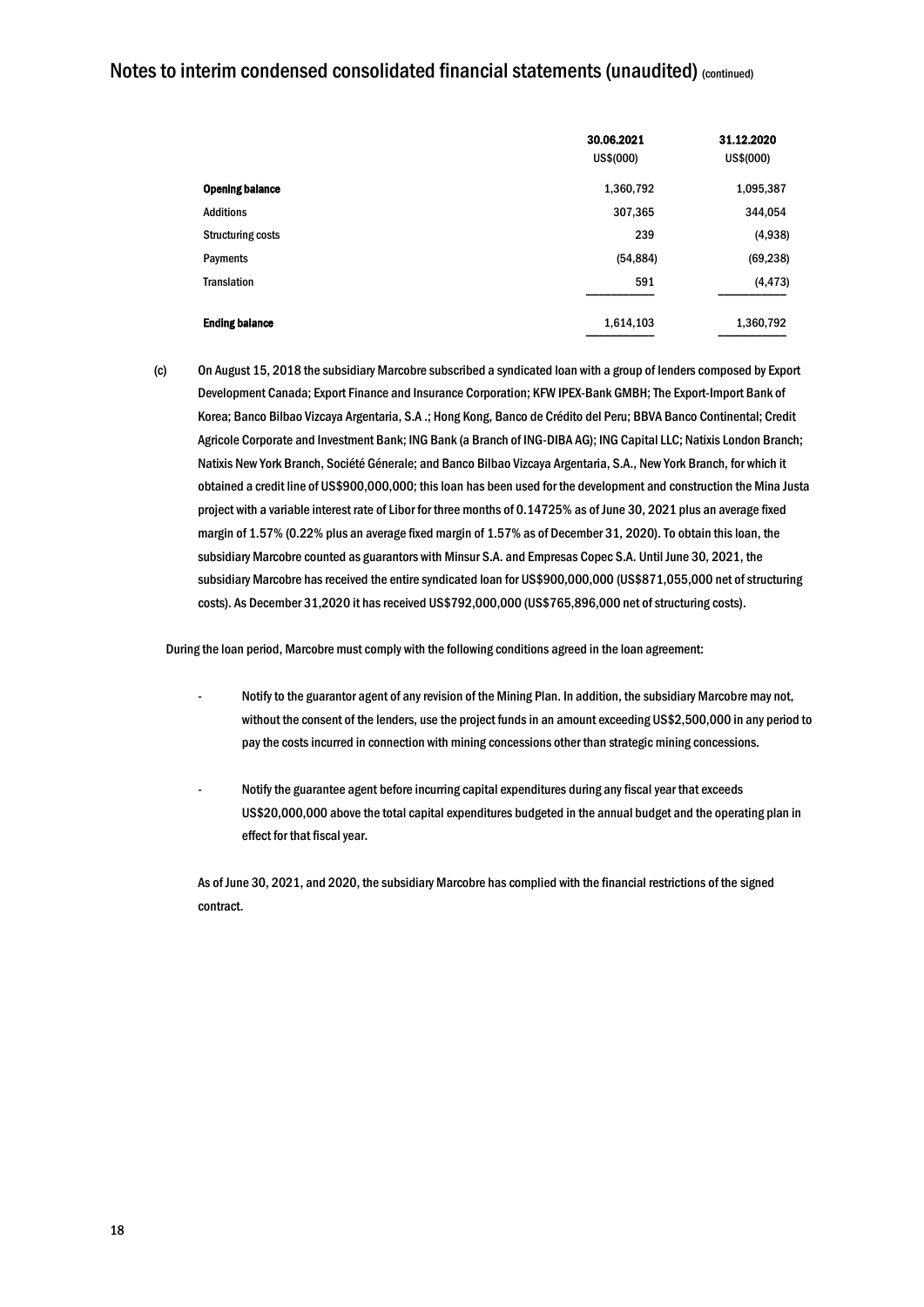|  | 30.06.2021 US$(000) | 31.12.2020 US$(000) |
|---|---|---|
| **Opening balance** | 1,360,792 | 1,095,387 |
| Additions | 307,365 | 344,054 |
| Structuring costs | 239 | (4,938) |
| Payments | (54,884) | (69,238) |
| Translation | 591 | (4,473) |
| **Ending balance** | 1,614,103 | 1,360,792 |

(c) On August 15, 2018 the subsidiary Marcobre subscribed a syndicated loan with a group of lenders composed by Export Development Canada; Export Finance and Insurance Corporation; KFW IPEX-Bank GMBH; The Export-Import Bank of Korea; Banco Bilbao Vizcaya Argentaria, S.A .; Hong Kong, Banco de Crédito del Peru; BBVA Banco Continental; Credit Agricole Corporate and Investment Bank; ING Bank (a Branch of ING-DIBA AG); ING Capital LLC; Natixis London Branch; Natixis New York Branch, Société Génerale; and Banco Bilbao Vizcaya Argentaria, S.A., New York Branch, for which it obtained a credit line of US$900,000,000; this loan has been used for the development and construction the Mina Justa project with a variable interest rate of Libor for three months of 0.14725% as of June 30, 2021 plus an average fixed margin of 1.57% (0.22% plus an average fixed margin of 1.57% as of December 31, 2020). To obtain this loan, the subsidiary Marcobre counted as guarantors with Minsur S.A. and Empresas Copec S.A. Until June 30, 2021, the subsidiary Marcobre has received the entire syndicated loan for US$900,000,000 (US$871,055,000 net of structuring costs). As December 31,2020 it has received US$792,000,000 (US$765,896,000 net of structuring costs).

During the loan period, Marcobre must comply with the following conditions agreed in the loan agreement:

- Notify to the guarantor agent of any revision of the Mining Plan. In addition, the subsidiary Marcobre may not, without the consent of the lenders, use the project funds in an amount exceeding US$2,500,000 in any period to pay the costs incurred in connection with mining concessions other than strategic mining concessions.

- Notify the guarantee agent before incurring capital expenditures during any fiscal year that exceeds US$20,000,000 above the total capital expenditures budgeted in the annual budget and the operating plan in effect for that fiscal year.

As of June 30, 2021, and 2020, the subsidiary Marcobre has complied with the financial restrictions of the signed contract.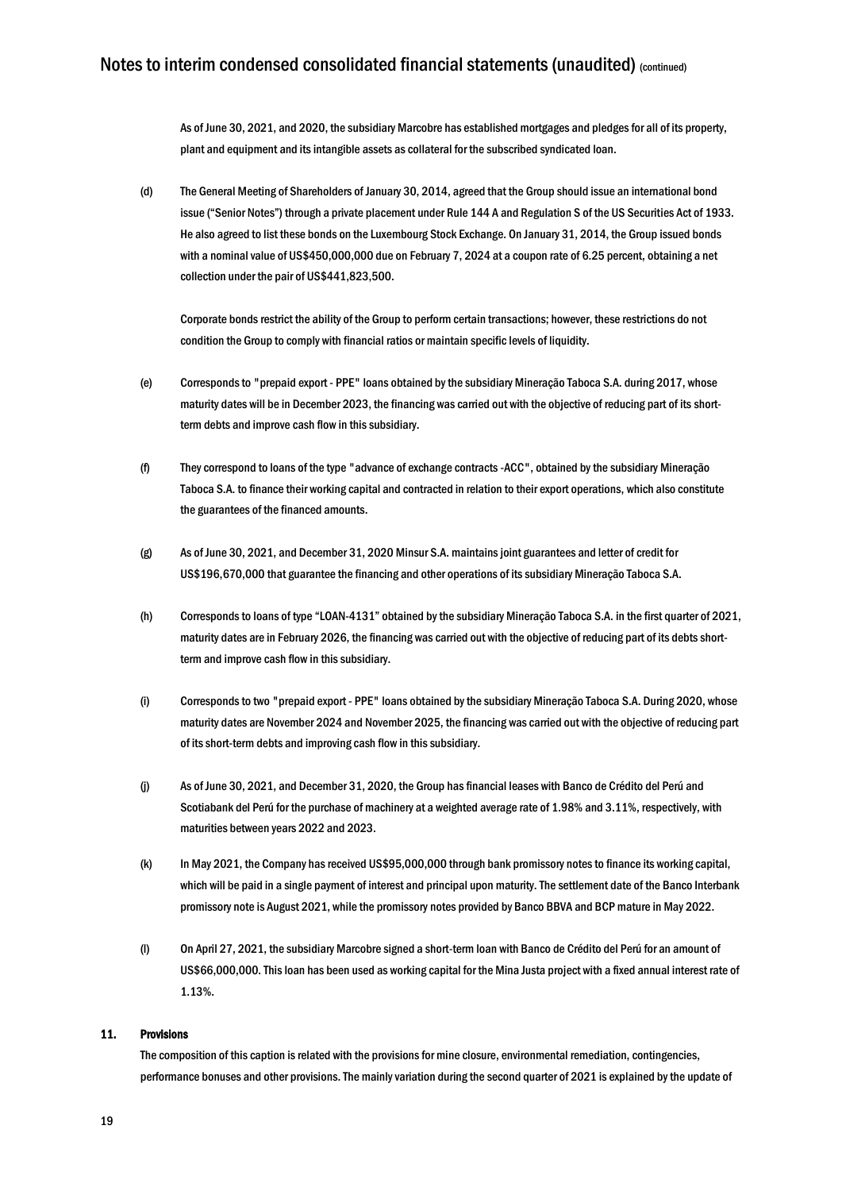As of June 30, 2021, and 2020, the subsidiary Marcobre has established mortgages and pledges for all of its property, plant and equipment and its intangible assets as collateral for the subscribed syndicated loan.

(d) The General Meeting of Shareholders of January 30, 2014, agreed that the Group should issue an international bond issue ("Senior Notes") through a private placement under Rule 144 A and Regulation S of the US Securities Act of 1933. He also agreed to list these bonds on the Luxembourg Stock Exchange. On January 31, 2014, the Group issued bonds with a nominal value of US$450,000,000 due on February 7, 2024 at a coupon rate of 6.25 percent, obtaining a net collection under the pair of US$441,823,500.

Corporate bonds restrict the ability of the Group to perform certain transactions; however, these restrictions do not condition the Group to comply with financial ratios or maintain specific levels of liquidity.

(e) Corresponds to "prepaid export - PPE" loans obtained by the subsidiary Mineração Taboca S.A. during 2017, whose maturity dates will be in December 2023, the financing was carried out with the objective of reducing part of its short-term debts and improve cash flow in this subsidiary.

(f) They correspond to loans of the type "advance of exchange contracts -ACC", obtained by the subsidiary Mineração Taboca S.A. to finance their working capital and contracted in relation to their export operations, which also constitute the guarantees of the financed amounts.

(g) As of June 30, 2021, and December 31, 2020 Minsur S.A. maintains joint guarantees and letter of credit for US$196,670,000 that guarantee the financing and other operations of its subsidiary Mineração Taboca S.A.

(h) Corresponds to loans of type "LOAN-4131" obtained by the subsidiary Mineração Taboca S.A. in the first quarter of 2021, maturity dates are in February 2026, the financing was carried out with the objective of reducing part of its debts short-term and improve cash flow in this subsidiary.

(i) Corresponds to two "prepaid export - PPE" loans obtained by the subsidiary Mineração Taboca S.A. During 2020, whose maturity dates are November 2024 and November 2025, the financing was carried out with the objective of reducing part of its short-term debts and improving cash flow in this subsidiary.

(j) As of June 30, 2021, and December 31, 2020, the Group has financial leases with Banco de Crédito del Perú and Scotiabank del Perú for the purchase of machinery at a weighted average rate of 1.98% and 3.11%, respectively, with maturities between years 2022 and 2023.

(k) In May 2021, the Company has received US$95,000,000 through bank promissory notes to finance its working capital, which will be paid in a single payment of interest and principal upon maturity. The settlement date of the Banco Interbank promissory note is August 2021, while the promissory notes provided by Banco BBVA and BCP mature in May 2022.

(l) On April 27, 2021, the subsidiary Marcobre signed a short-term loan with Banco de Crédito del Perú for an amount of US$66,000,000. This loan has been used as working capital for the Mina Justa project with a fixed annual interest rate of 1.13%.

## 11. Provisions

The composition of this caption is related with the provisions for mine closure, environmental remediation, contingencies, performance bonuses and other provisions. The mainly variation during the second quarter of 2021 is explained by the update of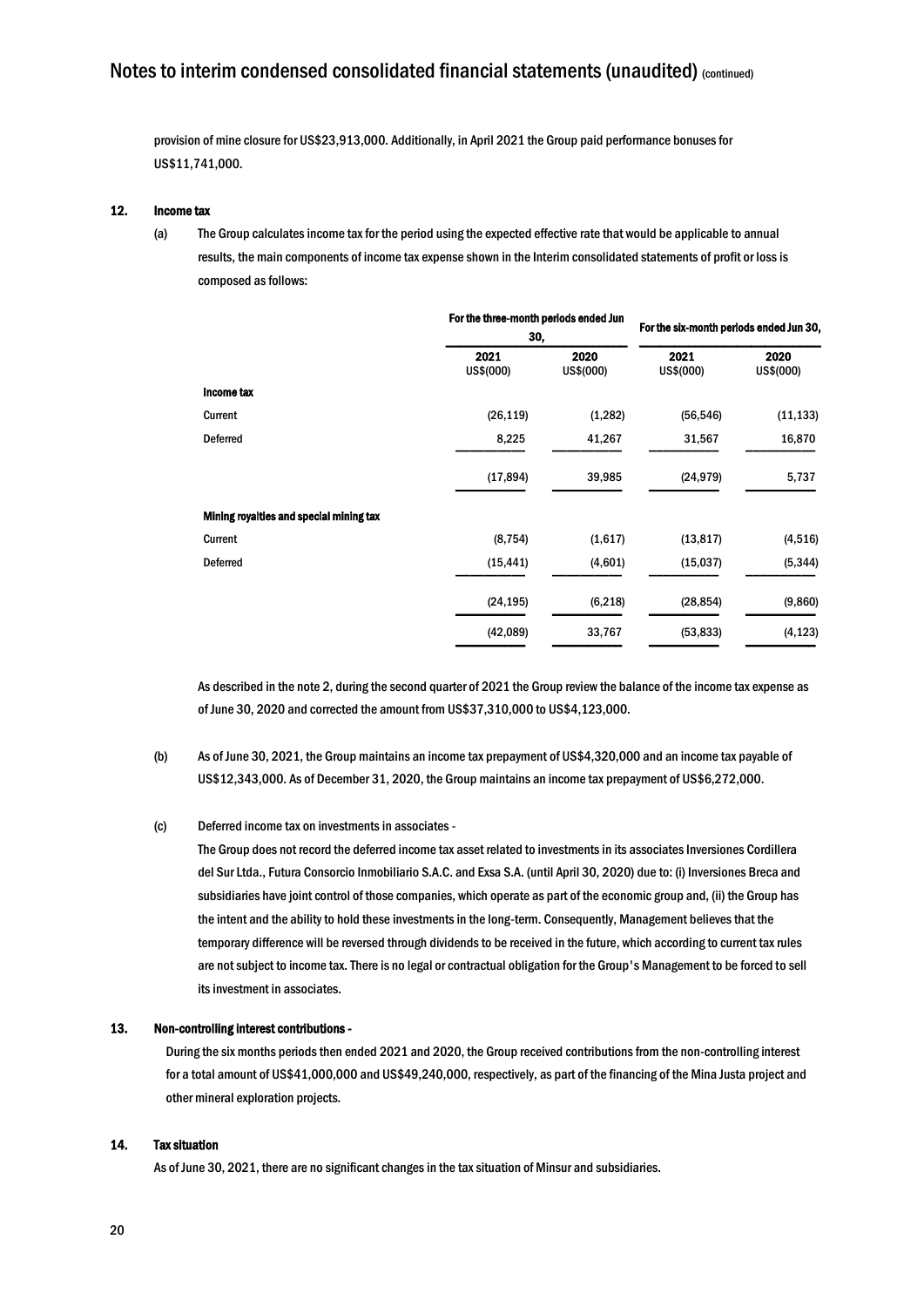provision of mine closure for US$23,913,000. Additionally, in April 2021 the Group paid performance bonuses for US$11,741,000.

## 12. Income tax

(a) The Group calculates income tax for the period using the expected effective rate that would be applicable to annual results, the main components of income tax expense shown in the Interim consolidated statements of profit or loss is composed as follows:

| | For the three-month periods ended Jun 30, | | For the six-month periods ended Jun 30, | |
|---|---|---|---|---|
| | 2021<br>US$(000) | 2020<br>US$(000) | 2021<br>US$(000) | 2020<br>US$(000) |
| **Income tax** | | | | |
| Current | (26,119) | (1,282) | (56,546) | (11,133) |
| Deferred | 8,225 | 41,267 | 31,567 | 16,870 |
| | (17,894) | 39,985 | (24,979) | 5,737 |
| **Mining royalties and special mining tax** | | | | |
| Current | (8,754) | (1,617) | (13,817) | (4,516) |
| Deferred | (15,441) | (4,601) | (15,037) | (5,344) |
| | (24,195) | (6,218) | (28,854) | (9,860) |
| | (42,089) | 33,767 | (53,833) | (4,123) |

As described in the note 2, during the second quarter of 2021 the Group review the balance of the income tax expense as of June 30, 2020 and corrected the amount from US$37,310,000 to US$4,123,000.

(b) As of June 30, 2021, the Group maintains an income tax prepayment of US$4,320,000 and an income tax payable of US$12,343,000. As of December 31, 2020, the Group maintains an income tax prepayment of US$6,272,000.

(c) Deferred income tax on investments in associates -

The Group does not record the deferred income tax asset related to investments in its associates Inversiones Cordillera del Sur Ltda., Futura Consorcio Inmobiliario S.A.C. and Exsa S.A. (until April 30, 2020) due to: (i) Inversiones Breca and subsidiaries have joint control of those companies, which operate as part of the economic group and, (ii) the Group has the intent and the ability to hold these investments in the long-term. Consequently, Management believes that the temporary difference will be reversed through dividends to be received in the future, which according to current tax rules are not subject to income tax. There is no legal or contractual obligation for the Group's Management to be forced to sell its investment in associates.

## 13. Non-controlling interest contributions -

During the six months periods then ended 2021 and 2020, the Group received contributions from the non-controlling interest for a total amount of US$41,000,000 and US$49,240,000, respectively, as part of the financing of the Mina Justa project and other mineral exploration projects.

## 14. Tax situation

As of June 30, 2021, there are no significant changes in the tax situation of Minsur and subsidiaries.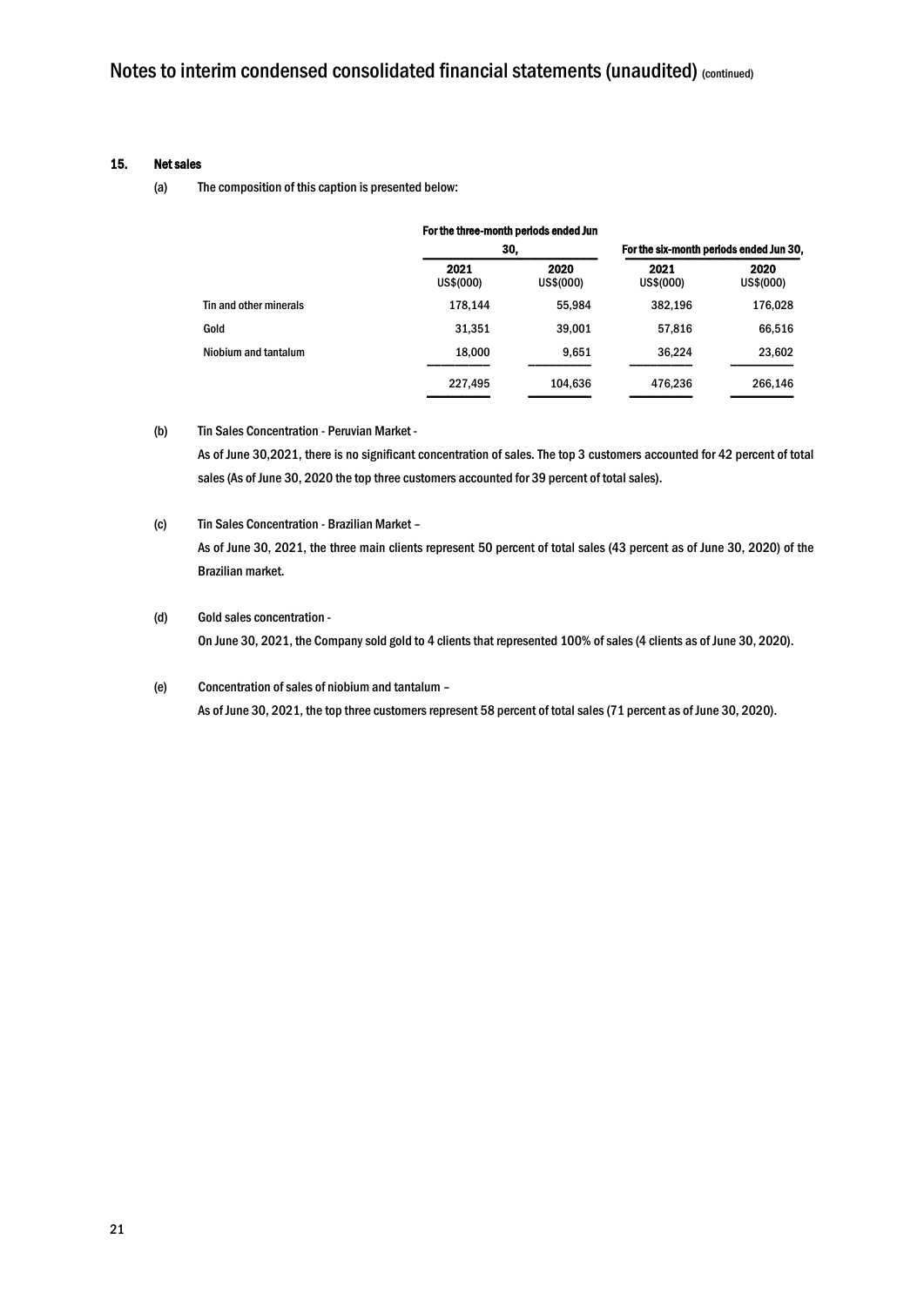# Notes to interim condensed consolidated financial statements (unaudited) (continued)

## 15. Net sales

(a) The composition of this caption is presented below:

| | For the three-month periods ended Jun 30, | | For the six-month periods ended Jun 30, | |
|---|---|---|---|---|
| | 2021 US$(000) | 2020 US$(000) | 2021 US$(000) | 2020 US$(000) |
| Tin and other minerals | 178,144 | 55,984 | 382,196 | 176,028 |
| Gold | 31,351 | 39,001 | 57,816 | 66,516 |
| Niobium and tantalum | 18,000 | 9,651 | 36,224 | 23,602 |
| | 227,495 | 104,636 | 476,236 | 266,146 |

(b) Tin Sales Concentration - Peruvian Market -

As of June 30,2021, there is no significant concentration of sales. The top 3 customers accounted for 42 percent of total sales (As of June 30, 2020 the top three customers accounted for 39 percent of total sales).

(c) Tin Sales Concentration - Brazilian Market –

As of June 30, 2021, the three main clients represent 50 percent of total sales (43 percent as of June 30, 2020) of the Brazilian market.

(d) Gold sales concentration -

On June 30, 2021, the Company sold gold to 4 clients that represented 100% of sales (4 clients as of June 30, 2020).

(e) Concentration of sales of niobium and tantalum –

As of June 30, 2021, the top three customers represent 58 percent of total sales (71 percent as of June 30, 2020).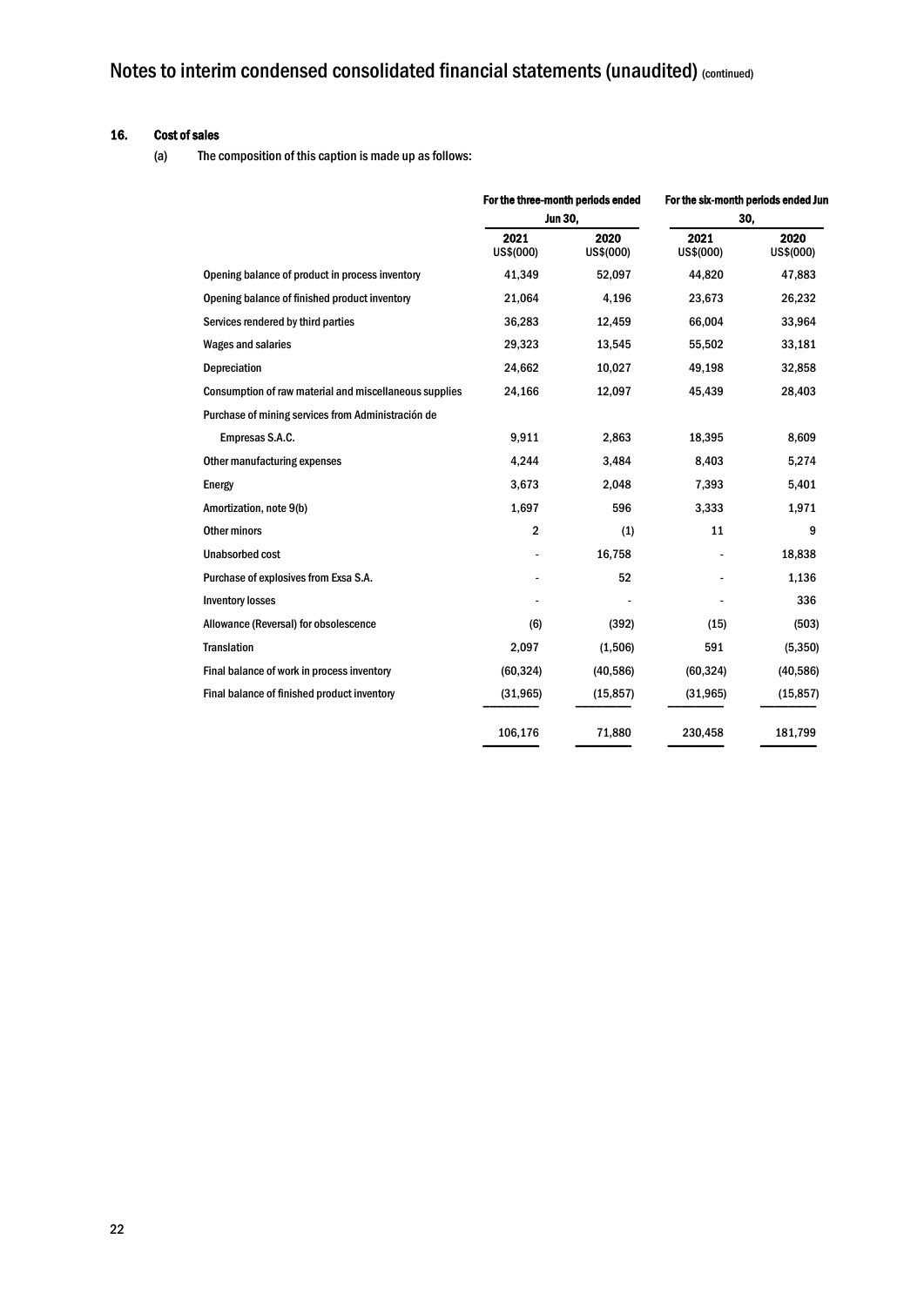# Notes to interim condensed consolidated financial statements (unaudited) (continued)

## 16. Cost of sales

(a) The composition of this caption is made up as follows:

| | For the three-month periods ended Jun 30, | | For the six-month periods ended Jun 30, | |
|---|---|---|---|---|
| | 2021 US$(000) | 2020 US$(000) | 2021 US$(000) | 2020 US$(000) |
| Opening balance of product in process inventory | 41,349 | 52,097 | 44,820 | 47,883 |
| Opening balance of finished product inventory | 21,064 | 4,196 | 23,673 | 26,232 |
| Services rendered by third parties | 36,283 | 12,459 | 66,004 | 33,964 |
| Wages and salaries | 29,323 | 13,545 | 55,502 | 33,181 |
| Depreciation | 24,662 | 10,027 | 49,198 | 32,858 |
| Consumption of raw material and miscellaneous supplies | 24,166 | 12,097 | 45,439 | 28,403 |
| Purchase of mining services from Administración de Empresas S.A.C. | 9,911 | 2,863 | 18,395 | 8,609 |
| Other manufacturing expenses | 4,244 | 3,484 | 8,403 | 5,274 |
| Energy | 3,673 | 2,048 | 7,393 | 5,401 |
| Amortization, note 9(b) | 1,697 | 596 | 3,333 | 1,971 |
| Other minors | 2 | (1) | 11 | 9 |
| Unabsorbed cost | - | 16,758 | - | 18,838 |
| Purchase of explosives from Exsa S.A. | - | 52 | - | 1,136 |
| Inventory losses | - | - | - | 336 |
| Allowance (Reversal) for obsolescence | (6) | (392) | (15) | (503) |
| Translation | 2,097 | (1,506) | 591 | (5,350) |
| Final balance of work in process inventory | (60,324) | (40,586) | (60,324) | (40,586) |
| Final balance of finished product inventory | (31,965) | (15,857) | (31,965) | (15,857) |
| | 106,176 | 71,880 | 230,458 | 181,799 |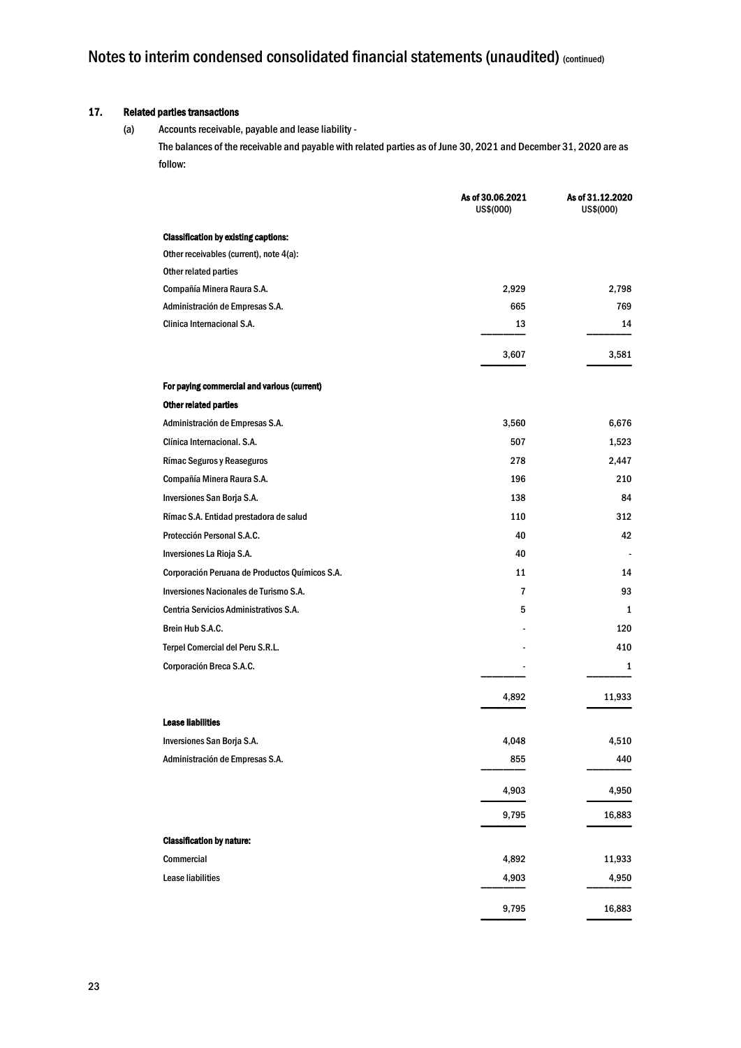# Notes to interim condensed consolidated financial statements (unaudited) (continued)

## 17. Related parties transactions

(a) Accounts receivable, payable and lease liability -

The balances of the receivable and payable with related parties as of June 30, 2021 and December 31, 2020 are as follow:

| | As of 30.06.2021 US$(000) | As of 31.12.2020 US$(000) |
|---|---|---|
| **Classification by existing captions:** | | |
| Other receivables (current), note 4(a): | | |
| Other related parties | | |
| Compañía Minera Raura S.A. | 2,929 | 2,798 |
| Administración de Empresas S.A. | 665 | 769 |
| Clinica Internacional S.A. | 13 | 14 |
| | 3,607 | 3,581 |
| **For paying commercial and various (current)** | | |
| **Other related parties** | | |
| Administración de Empresas S.A. | 3,560 | 6,676 |
| Clínica Internacional. S.A. | 507 | 1,523 |
| Rímac Seguros y Reaseguros | 278 | 2,447 |
| Compañía Minera Raura S.A. | 196 | 210 |
| Inversiones San Borja S.A. | 138 | 84 |
| Rímac S.A. Entidad prestadora de salud | 110 | 312 |
| Protección Personal S.A.C. | 40 | 42 |
| Inversiones La Rioja S.A. | 40 | - |
| Corporación Peruana de Productos Químicos S.A. | 11 | 14 |
| Inversiones Nacionales de Turismo S.A. | 7 | 93 |
| Centria Servicios Administrativos S.A. | 5 | 1 |
| Brein Hub S.A.C. | - | 120 |
| Terpel Comercial del Peru S.R.L. | - | 410 |
| Corporación Breca S.A.C. | - | 1 |
| | 4,892 | 11,933 |
| **Lease liabilities** | | |
| Inversiones San Borja S.A. | 4,048 | 4,510 |
| Administración de Empresas S.A. | 855 | 440 |
| | 4,903 | 4,950 |
| | 9,795 | 16,883 |
| **Classification by nature:** | | |
| Commercial | 4,892 | 11,933 |
| Lease liabilities | 4,903 | 4,950 |
| | 9,795 | 16,883 |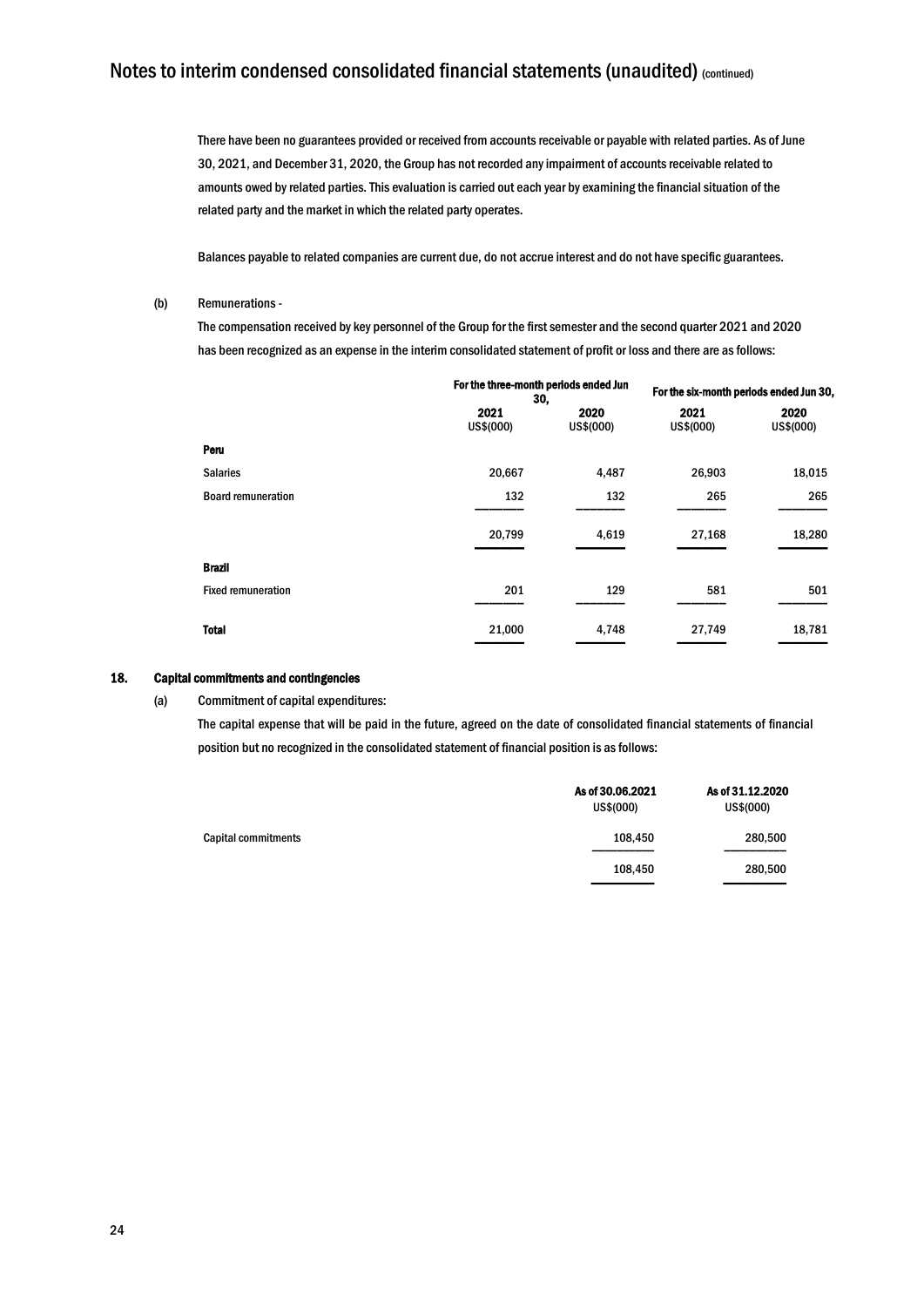There have been no guarantees provided or received from accounts receivable or payable with related parties. As of June 30, 2021, and December 31, 2020, the Group has not recorded any impairment of accounts receivable related to amounts owed by related parties. This evaluation is carried out each year by examining the financial situation of the related party and the market in which the related party operates.

Balances payable to related companies are current due, do not accrue interest and do not have specific guarantees.

(b) Remunerations -

The compensation received by key personnel of the Group for the first semester and the second quarter 2021 and 2020 has been recognized as an expense in the interim consolidated statement of profit or loss and there are as follows:

| | For the three-month periods ended Jun 30, | | For the six-month periods ended Jun 30, | |
|---|---|---|---|---|
| | 2021 US$(000) | 2020 US$(000) | 2021 US$(000) | 2020 US$(000) |
| **Peru** | | | | |
| Salaries | 20,667 | 4,487 | 26,903 | 18,015 |
| Board remuneration | 132 | 132 | 265 | 265 |
| | 20,799 | 4,619 | 27,168 | 18,280 |
| **Brazil** | | | | |
| Fixed remuneration | 201 | 129 | 581 | 501 |
| **Total** | 21,000 | 4,748 | 27,749 | 18,781 |

## 18. Capital commitments and contingencies

(a) Commitment of capital expenditures:

The capital expense that will be paid in the future, agreed on the date of consolidated financial statements of financial position but no recognized in the consolidated statement of financial position is as follows:

| | As of 30.06.2021 US$(000) | As of 31.12.2020 US$(000) |
|---|---|---|
| Capital commitments | 108,450 | 280,500 |
| | 108,450 | 280,500 |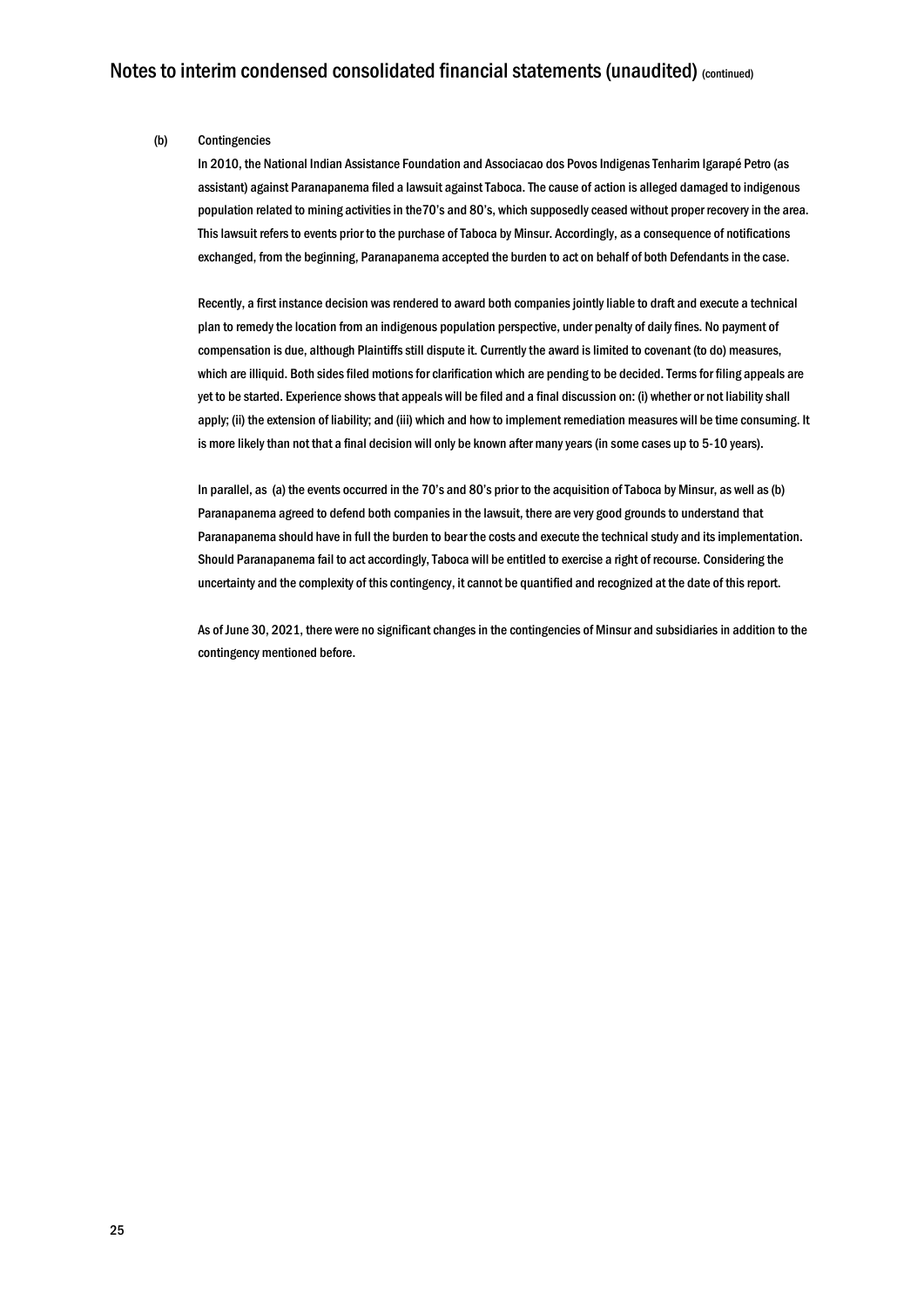(b) Contingencies

In 2010, the National Indian Assistance Foundation and Associacao dos Povos Indigenas Tenharim Igarapé Petro (as assistant) against Paranapanema filed a lawsuit against Taboca. The cause of action is alleged damaged to indigenous population related to mining activities in the70's and 80's, which supposedly ceased without proper recovery in the area. This lawsuit refers to events prior to the purchase of Taboca by Minsur. Accordingly, as a consequence of notifications exchanged, from the beginning, Paranapanema accepted the burden to act on behalf of both Defendants in the case.

Recently, a first instance decision was rendered to award both companies jointly liable to draft and execute a technical plan to remedy the location from an indigenous population perspective, under penalty of daily fines. No payment of compensation is due, although Plaintiffs still dispute it. Currently the award is limited to covenant (to do) measures, which are illiquid. Both sides filed motions for clarification which are pending to be decided. Terms for filing appeals are yet to be started. Experience shows that appeals will be filed and a final discussion on: (i) whether or not liability shall apply; (ii) the extension of liability; and (iii) which and how to implement remediation measures will be time consuming. It is more likely than not that a final decision will only be known after many years (in some cases up to 5-10 years).

In parallel, as (a) the events occurred in the 70's and 80's prior to the acquisition of Taboca by Minsur, as well as (b) Paranapanema agreed to defend both companies in the lawsuit, there are very good grounds to understand that Paranapanema should have in full the burden to bear the costs and execute the technical study and its implementation. Should Paranapanema fail to act accordingly, Taboca will be entitled to exercise a right of recourse. Considering the uncertainty and the complexity of this contingency, it cannot be quantified and recognized at the date of this report.

As of June 30, 2021, there were no significant changes in the contingencies of Minsur and subsidiaries in addition to the contingency mentioned before.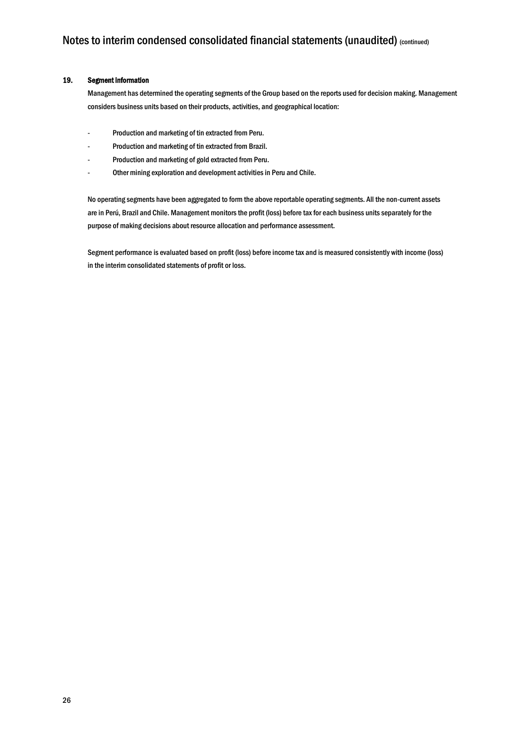## 19. Segment information

Management has determined the operating segments of the Group based on the reports used for decision making. Management considers business units based on their products, activities, and geographical location:

- Production and marketing of tin extracted from Peru.
- Production and marketing of tin extracted from Brazil.
- Production and marketing of gold extracted from Peru.
- Other mining exploration and development activities in Peru and Chile.

No operating segments have been aggregated to form the above reportable operating segments. All the non-current assets are in Perú, Brazil and Chile. Management monitors the profit (loss) before tax for each business units separately for the purpose of making decisions about resource allocation and performance assessment.

Segment performance is evaluated based on profit (loss) before income tax and is measured consistently with income (loss) in the interim consolidated statements of profit or loss.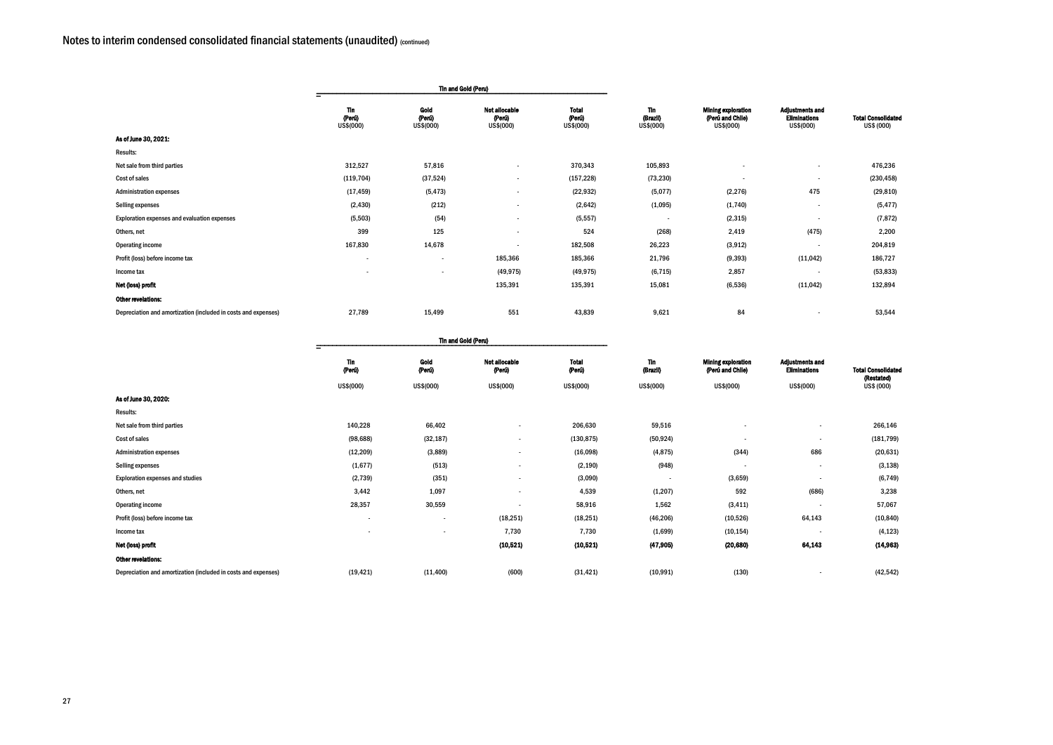# Notes to interim condensed consolidated financial statements (unaudited) (continued)

| | Tin and Gold (Perú) | | | | | | | |
|---|---|---|---|---|---|---|---|---|
| | Tin (Perú) US$(000) | Gold (Perú) US$(000) | Not allocable (Perú) US$(000) | Total (Perú) US$(000) | Tin (Brazil) US$(000) | Mining exploration (Perú and Chile) US$(000) | Adjustments and Eliminations US$(000) | Total Consolidated US$ (000) |
| **As of June 30, 2021:** | | | | | | | | |
| Results: | | | | | | | | |
| Net sale from third parties | 312,527 | 57,816 | - | 370,343 | 105,893 | - | - | 476,236 |
| Cost of sales | (119,704) | (37,524) | - | (157,228) | (73,230) | - | - | (230,458) |
| Administration expenses | (17,459) | (5,473) | - | (22,932) | (5,077) | (2,276) | 475 | (29,810) |
| Selling expenses | (2,430) | (212) | - | (2,642) | (1,095) | (1,740) | - | (5,477) |
| Exploration expenses and evaluation expenses | (5,503) | (54) | - | (5,557) | - | (2,315) | - | (7,872) |
| Others, net | 399 | 125 | - | 524 | (268) | 2,419 | (475) | 2,200 |
| Operating income | 167,830 | 14,678 | - | 182,508 | 26,223 | (3,912) | - | 204,819 |
| Profit (loss) before income tax | - | - | 185,366 | 185,366 | 21,796 | (9,393) | (11,042) | 186,727 |
| Income tax | - | - | (49,975) | (49,975) | (6,715) | 2,857 | - | (53,833) |
| **Net (loss) profit** | | | 135,391 | 135,391 | 15,081 | (6,536) | (11,042) | 132,894 |
| **Other revelations:** | | | | | | | | |
| Depreciation and amortization (included in costs and expenses) | 27,789 | 15,499 | 551 | 43,839 | 9,621 | 84 | - | 53,544 |

| | Tin and Gold (Perú) | | | | | | | |
|---|---|---|---|---|---|---|---|---|
| | Tin (Perú) US$(000) | Gold (Perú) US$(000) | Not allocable (Perú) US$(000) | Total (Perú) US$(000) | Tin (Brazil) US$(000) | Mining exploration (Perú and Chile) US$(000) | Adjustments and Eliminations US$(000) | Total Consolidated (Restated) US$ (000) |
| **As of June 30, 2020:** | | | | | | | | |
| Results: | | | | | | | | |
| Net sale from third parties | 140,228 | 66,402 | - | 206,630 | 59,516 | - | - | 266,146 |
| Cost of sales | (98,688) | (32,187) | - | (130,875) | (50,924) | - | - | (181,799) |
| Administration expenses | (12,209) | (3,889) | - | (16,098) | (4,875) | (344) | 686 | (20,631) |
| Selling expenses | (1,677) | (513) | - | (2,190) | (948) | - | - | (3,138) |
| Exploration expenses and studies | (2,739) | (351) | - | (3,090) | - | (3,659) | - | (6,749) |
| Others, net | 3,442 | 1,097 | - | 4,539 | (1,207) | 592 | (686) | 3,238 |
| Operating income | 28,357 | 30,559 | - | 58,916 | 1,562 | (3,411) | - | 57,067 |
| Profit (loss) before income tax | - | - | (18,251) | (18,251) | (46,206) | (10,526) | 64,143 | (10,840) |
| Income tax | - | - | 7,730 | 7,730 | (1,699) | (10,154) | - | (4,123) |
| **Net (loss) profit** | | | **(10,521)** | **(10,521)** | **(47,905)** | **(20,680)** | **64,143** | **(14,963)** |
| **Other revelations:** | | | | | | | | |
| Depreciation and amortization (included in costs and expenses) | (19,421) | (11,400) | (600) | (31,421) | (10,991) | (130) | - | (42,542) |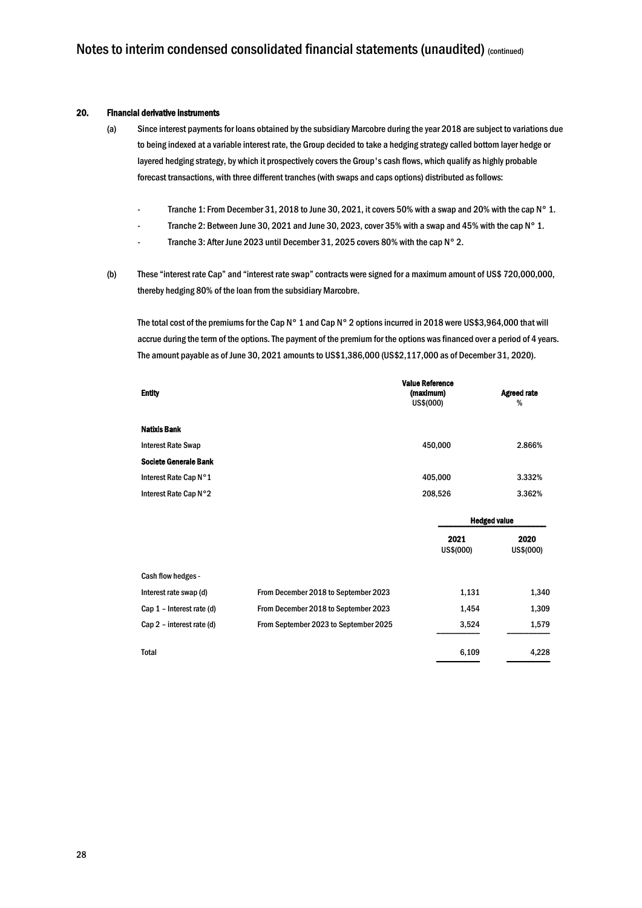## 20. Financial derivative instruments

(a) Since interest payments for loans obtained by the subsidiary Marcobre during the year 2018 are subject to variations due to being indexed at a variable interest rate, the Group decided to take a hedging strategy called bottom layer hedge or layered hedging strategy, by which it prospectively covers the Group's cash flows, which qualify as highly probable forecast transactions, with three different tranches (with swaps and caps options) distributed as follows:

- Tranche 1: From December 31, 2018 to June 30, 2021, it covers 50% with a swap and 20% with the cap N° 1.
- Tranche 2: Between June 30, 2021 and June 30, 2023, cover 35% with a swap and 45% with the cap N° 1.
- Tranche 3: After June 2023 until December 31, 2025 covers 80% with the cap N° 2.

(b) These "interest rate Cap" and "interest rate swap" contracts were signed for a maximum amount of US$ 720,000,000, thereby hedging 80% of the loan from the subsidiary Marcobre.

The total cost of the premiums for the Cap N° 1 and Cap N° 2 options incurred in 2018 were US$3,964,000 that will accrue during the term of the options. The payment of the premium for the options was financed over a period of 4 years. The amount payable as of June 30, 2021 amounts to US$1,386,000 (US$2,117,000 as of December 31, 2020).

| Entity | Value Reference (maximum) US$(000) | Agreed rate % |
|---|---|---|
| **Natixis Bank** | | |
| Interest Rate Swap | 450,000 | 2.866% |
| **Societe Generale Bank** | | |
| Interest Rate Cap N°1 | 405,000 | 3.332% |
| Interest Rate Cap N°2 | 208,526 | 3.362% |

| | | Hedged value | |
|---|---|---|---|
| | | 2021 US$(000) | 2020 US$(000) |
| Cash flow hedges - | | | |
| Interest rate swap (d) | From December 2018 to September 2023 | 1,131 | 1,340 |
| Cap 1 – Interest rate (d) | From December 2018 to September 2023 | 1,454 | 1,309 |
| Cap 2 – interest rate (d) | From September 2023 to September 2025 | 3,524 | 1,579 |
| Total | | 6,109 | 4,228 |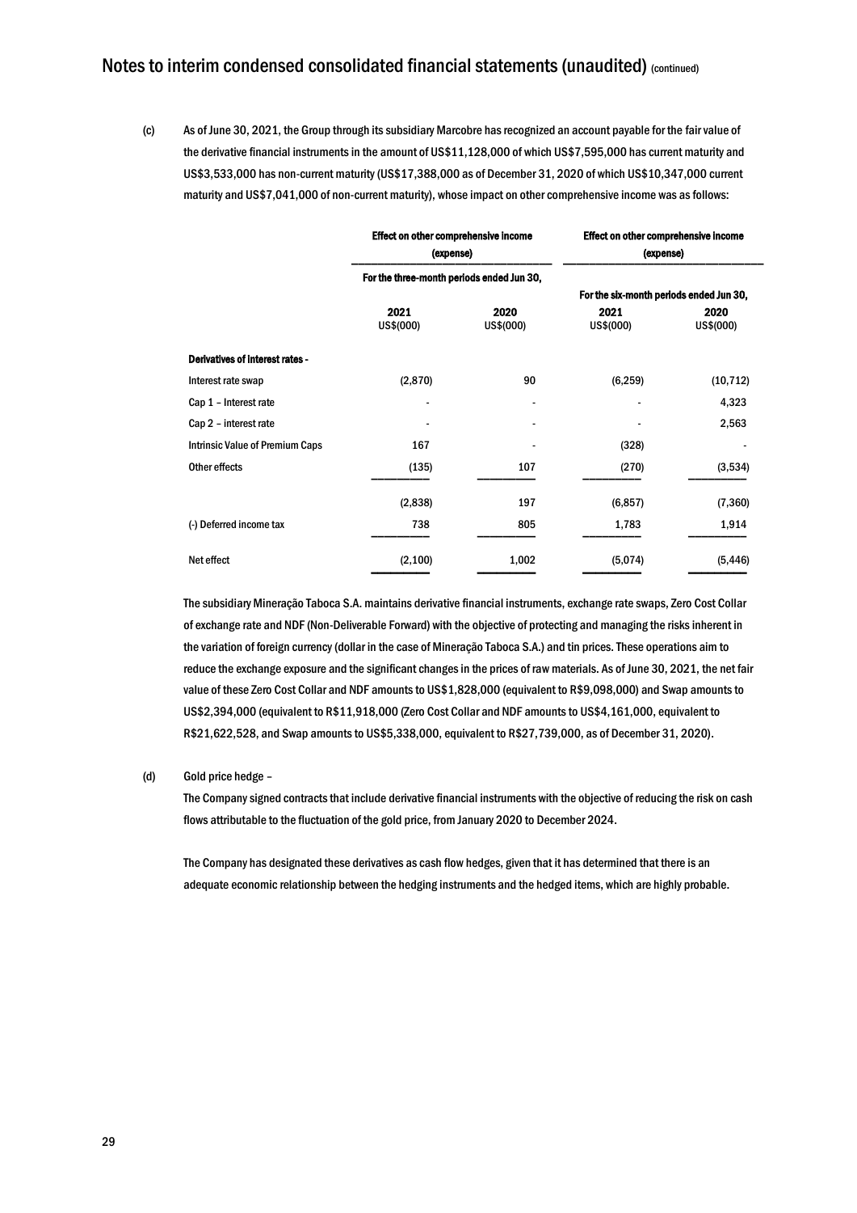# Notes to interim condensed consolidated financial statements (unaudited) (continued)

(c) As of June 30, 2021, the Group through its subsidiary Marcobre has recognized an account payable for the fair value of the derivative financial instruments in the amount of US$11,128,000 of which US$7,595,000 has current maturity and US$3,533,000 has non-current maturity (US$17,388,000 as of December 31, 2020 of which US$10,347,000 current maturity and US$7,041,000 of non-current maturity), whose impact on other comprehensive income was as follows:

| | **Effect on other comprehensive income (expense)** | | **Effect on other comprehensive income (expense)** | |
|---|---|---|---|---|
| | **For the three-month periods ended Jun 30,** | | **For the six-month periods ended Jun 30,** | |
| | **2021** US$(000) | **2020** US$(000) | **2021** US$(000) | **2020** US$(000) |
| **Derivatives of interest rates -** | | | | |
| Interest rate swap | (2,870) | 90 | (6,259) | (10,712) |
| Cap 1 – Interest rate | - | - | - | 4,323 |
| Cap 2 – interest rate | - | - | - | 2,563 |
| Intrinsic Value of Premium Caps | 167 | - | (328) | - |
| Other effects | (135) | 107 | (270) | (3,534) |
| | (2,838) | 197 | (6,857) | (7,360) |
| (-) Deferred income tax | 738 | 805 | 1,783 | 1,914 |
| Net effect | (2,100) | 1,002 | (5,074) | (5,446) |

The subsidiary Mineração Taboca S.A. maintains derivative financial instruments, exchange rate swaps, Zero Cost Collar of exchange rate and NDF (Non-Deliverable Forward) with the objective of protecting and managing the risks inherent in the variation of foreign currency (dollar in the case of Mineração Taboca S.A.) and tin prices. These operations aim to reduce the exchange exposure and the significant changes in the prices of raw materials. As of June 30, 2021, the net fair value of these Zero Cost Collar and NDF amounts to US$1,828,000 (equivalent to R$9,098,000) and Swap amounts to US$2,394,000 (equivalent to R$11,918,000 (Zero Cost Collar and NDF amounts to US$4,161,000, equivalent to R$21,622,528, and Swap amounts to US$5,338,000, equivalent to R$27,739,000, as of December 31, 2020).

(d) Gold price hedge –

The Company signed contracts that include derivative financial instruments with the objective of reducing the risk on cash flows attributable to the fluctuation of the gold price, from January 2020 to December 2024.

The Company has designated these derivatives as cash flow hedges, given that it has determined that there is an adequate economic relationship between the hedging instruments and the hedged items, which are highly probable.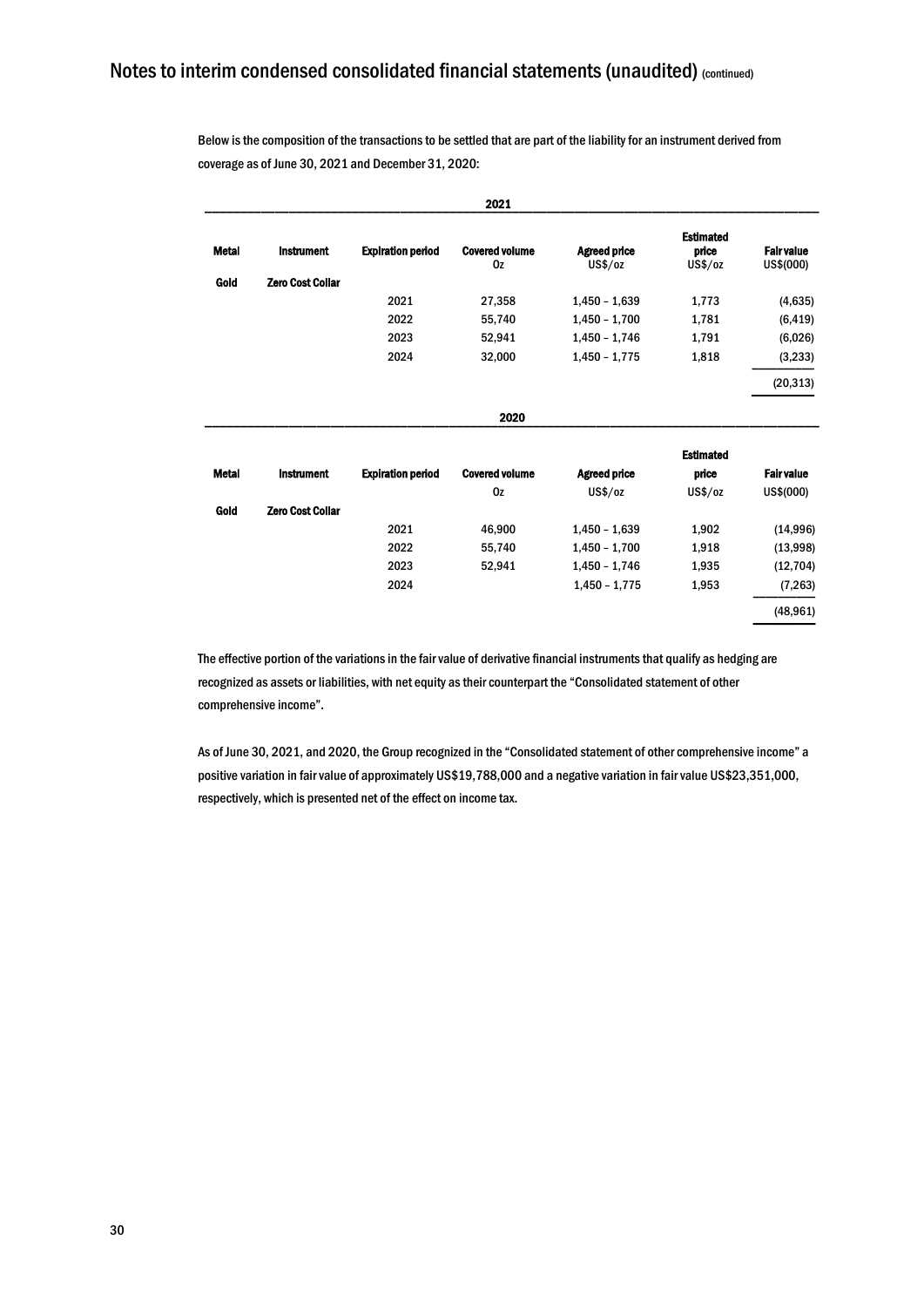Below is the composition of the transactions to be settled that are part of the liability for an instrument derived from coverage as of June 30, 2021 and December 31, 2020:

**2021**

| Metal | Instrument | Expiration period | Covered volume Oz | Agreed price US$/oz | Estimated price US$/oz | Fair value US$(000) |
|---|---|---|---|---|---|---|
| Gold | Zero Cost Collar | | | | | |
| | | 2021 | 27,358 | 1,450 – 1,639 | 1,773 | (4,635) |
| | | 2022 | 55,740 | 1,450 – 1,700 | 1,781 | (6,419) |
| | | 2023 | 52,941 | 1,450 – 1,746 | 1,791 | (6,026) |
| | | 2024 | 32,000 | 1,450 – 1,775 | 1,818 | (3,233) |
| | | | | | | (20,313) |

**2020**

| Metal | Instrument | Expiration period | Covered volume Oz | Agreed price US$/oz | Estimated price US$/oz | Fair value US$(000) |
|---|---|---|---|---|---|---|
| Gold | Zero Cost Collar | | | | | |
| | | 2021 | 46,900 | 1,450 – 1,639 | 1,902 | (14,996) |
| | | 2022 | 55,740 | 1,450 – 1,700 | 1,918 | (13,998) |
| | | 2023 | 52,941 | 1,450 – 1,746 | 1,935 | (12,704) |
| | | 2024 | | 1,450 – 1,775 | 1,953 | (7,263) |
| | | | | | | (48,961) |

The effective portion of the variations in the fair value of derivative financial instruments that qualify as hedging are recognized as assets or liabilities, with net equity as their counterpart the "Consolidated statement of other comprehensive income".

As of June 30, 2021, and 2020, the Group recognized in the "Consolidated statement of other comprehensive income" a positive variation in fair value of approximately US$19,788,000 and a negative variation in fair value US$23,351,000, respectively, which is presented net of the effect on income tax.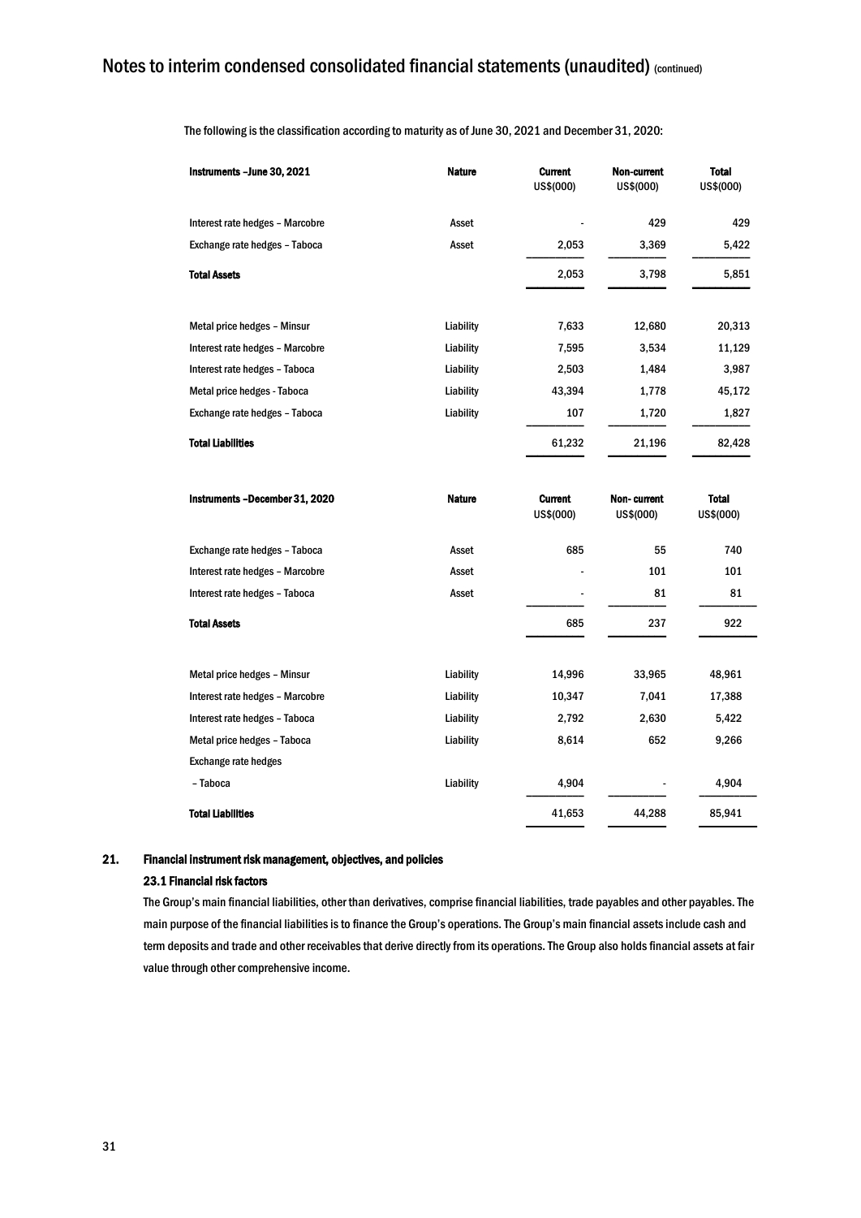The following is the classification according to maturity as of June 30, 2021 and December 31, 2020:

| Instruments –June 30, 2021 | Nature | Current US$(000) | Non-current US$(000) | Total US$(000) |
|---|---|---|---|---|
| Interest rate hedges – Marcobre | Asset | - | 429 | 429 |
| Exchange rate hedges – Taboca | Asset | 2,053 | 3,369 | 5,422 |
| **Total Assets** | | 2,053 | 3,798 | 5,851 |
| Metal price hedges – Minsur | Liability | 7,633 | 12,680 | 20,313 |
| Interest rate hedges – Marcobre | Liability | 7,595 | 3,534 | 11,129 |
| Interest rate hedges – Taboca | Liability | 2,503 | 1,484 | 3,987 |
| Metal price hedges - Taboca | Liability | 43,394 | 1,778 | 45,172 |
| Exchange rate hedges – Taboca | Liability | 107 | 1,720 | 1,827 |
| **Total Liabilities** | | 61,232 | 21,196 | 82,428 |

| Instruments –December 31, 2020 | Nature | Current US$(000) | Non- current US$(000) | Total US$(000) |
|---|---|---|---|---|
| Exchange rate hedges – Taboca | Asset | 685 | 55 | 740 |
| Interest rate hedges – Marcobre | Asset | - | 101 | 101 |
| Interest rate hedges – Taboca | Asset | - | 81 | 81 |
| **Total Assets** | | 685 | 237 | 922 |
| Metal price hedges – Minsur | Liability | 14,996 | 33,965 | 48,961 |
| Interest rate hedges – Marcobre | Liability | 10,347 | 7,041 | 17,388 |
| Interest rate hedges – Taboca | Liability | 2,792 | 2,630 | 5,422 |
| Metal price hedges – Taboca | Liability | 8,614 | 652 | 9,266 |
| Exchange rate hedges – Taboca | Liability | 4,904 | - | 4,904 |
| **Total Liabilities** | | 41,653 | 44,288 | 85,941 |

## 21. Financial instrument risk management, objectives, and policies

### 23.1 Financial risk factors

The Group's main financial liabilities, other than derivatives, comprise financial liabilities, trade payables and other payables. The main purpose of the financial liabilities is to finance the Group's operations. The Group's main financial assets include cash and term deposits and trade and other receivables that derive directly from its operations. The Group also holds financial assets at fair value through other comprehensive income.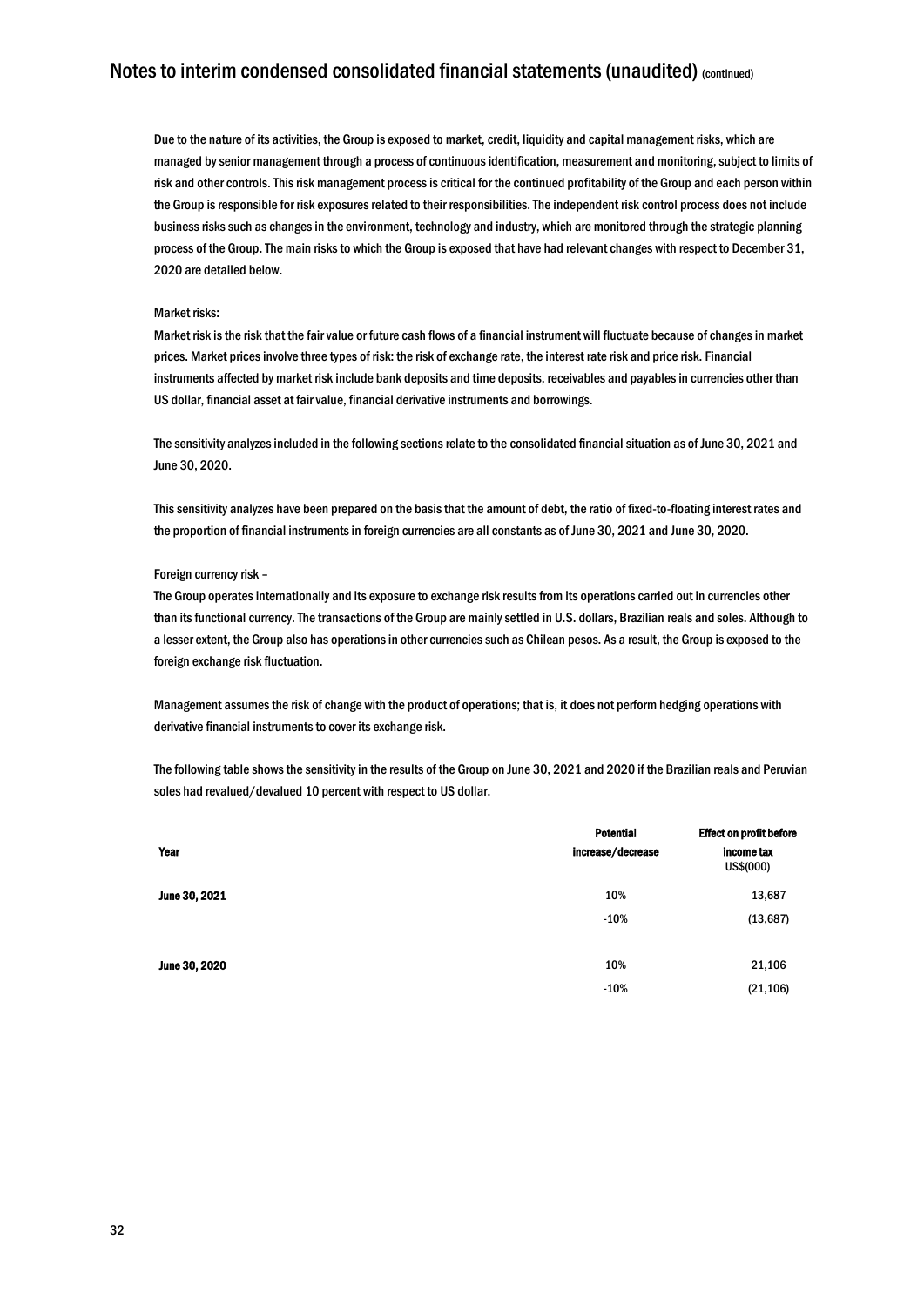Due to the nature of its activities, the Group is exposed to market, credit, liquidity and capital management risks, which are managed by senior management through a process of continuous identification, measurement and monitoring, subject to limits of risk and other controls. This risk management process is critical for the continued profitability of the Group and each person within the Group is responsible for risk exposures related to their responsibilities. The independent risk control process does not include business risks such as changes in the environment, technology and industry, which are monitored through the strategic planning process of the Group. The main risks to which the Group is exposed that have had relevant changes with respect to December 31, 2020 are detailed below.

Market risks:

Market risk is the risk that the fair value or future cash flows of a financial instrument will fluctuate because of changes in market prices. Market prices involve three types of risk: the risk of exchange rate, the interest rate risk and price risk. Financial instruments affected by market risk include bank deposits and time deposits, receivables and payables in currencies other than US dollar, financial asset at fair value, financial derivative instruments and borrowings.

The sensitivity analyzes included in the following sections relate to the consolidated financial situation as of June 30, 2021 and June 30, 2020.

This sensitivity analyzes have been prepared on the basis that the amount of debt, the ratio of fixed-to-floating interest rates and the proportion of financial instruments in foreign currencies are all constants as of June 30, 2021 and June 30, 2020.

Foreign currency risk –

The Group operates internationally and its exposure to exchange risk results from its operations carried out in currencies other than its functional currency. The transactions of the Group are mainly settled in U.S. dollars, Brazilian reals and soles. Although to a lesser extent, the Group also has operations in other currencies such as Chilean pesos. As a result, the Group is exposed to the foreign exchange risk fluctuation.

Management assumes the risk of change with the product of operations; that is, it does not perform hedging operations with derivative financial instruments to cover its exchange risk.

The following table shows the sensitivity in the results of the Group on June 30, 2021 and 2020 if the Brazilian reals and Peruvian soles had revalued/devalued 10 percent with respect to US dollar.

| Year | Potential increase/decrease | Effect on profit before income tax US$(000) |
|---|---|---|
| **June 30, 2021** | 10% | 13,687 |
| | -10% | (13,687) |
| **June 30, 2020** | 10% | 21,106 |
| | -10% | (21,106) |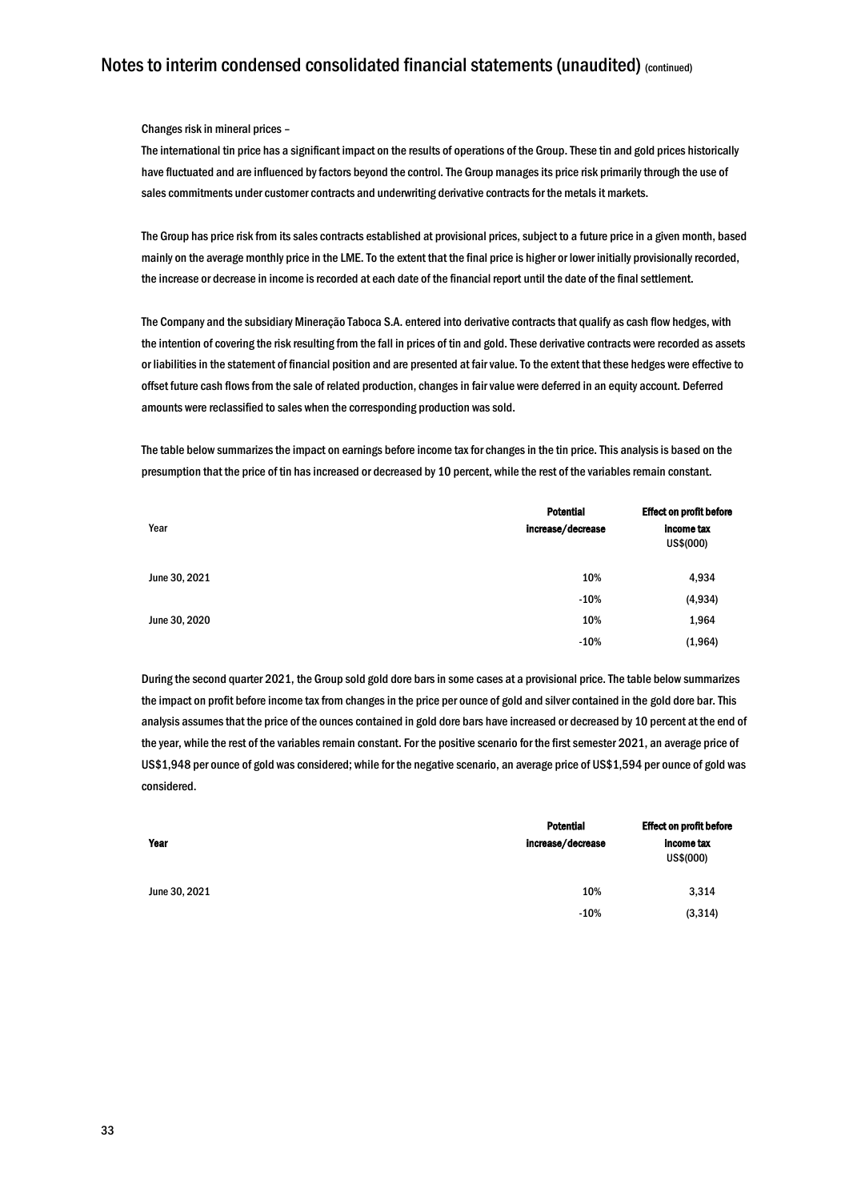Changes risk in mineral prices –

The international tin price has a significant impact on the results of operations of the Group. These tin and gold prices historically have fluctuated and are influenced by factors beyond the control. The Group manages its price risk primarily through the use of sales commitments under customer contracts and underwriting derivative contracts for the metals it markets.

The Group has price risk from its sales contracts established at provisional prices, subject to a future price in a given month, based mainly on the average monthly price in the LME. To the extent that the final price is higher or lower initially provisionally recorded, the increase or decrease in income is recorded at each date of the financial report until the date of the final settlement.

The Company and the subsidiary Mineração Taboca S.A. entered into derivative contracts that qualify as cash flow hedges, with the intention of covering the risk resulting from the fall in prices of tin and gold. These derivative contracts were recorded as assets or liabilities in the statement of financial position and are presented at fair value. To the extent that these hedges were effective to offset future cash flows from the sale of related production, changes in fair value were deferred in an equity account. Deferred amounts were reclassified to sales when the corresponding production was sold.

The table below summarizes the impact on earnings before income tax for changes in the tin price. This analysis is based on the presumption that the price of tin has increased or decreased by 10 percent, while the rest of the variables remain constant.

| Year | Potential increase/decrease | Effect on profit before income tax US$(000) |
|---|---|---|
| June 30, 2021 | 10% | 4,934 |
| | -10% | (4,934) |
| June 30, 2020 | 10% | 1,964 |
| | -10% | (1,964) |

During the second quarter 2021, the Group sold gold dore bars in some cases at a provisional price. The table below summarizes the impact on profit before income tax from changes in the price per ounce of gold and silver contained in the gold dore bar. This analysis assumes that the price of the ounces contained in gold dore bars have increased or decreased by 10 percent at the end of the year, while the rest of the variables remain constant. For the positive scenario for the first semester 2021, an average price of US$1,948 per ounce of gold was considered; while for the negative scenario, an average price of US$1,594 per ounce of gold was considered.

| Year | Potential increase/decrease | Effect on profit before income tax US$(000) |
|---|---|---|
| June 30, 2021 | 10% | 3,314 |
| | -10% | (3,314) |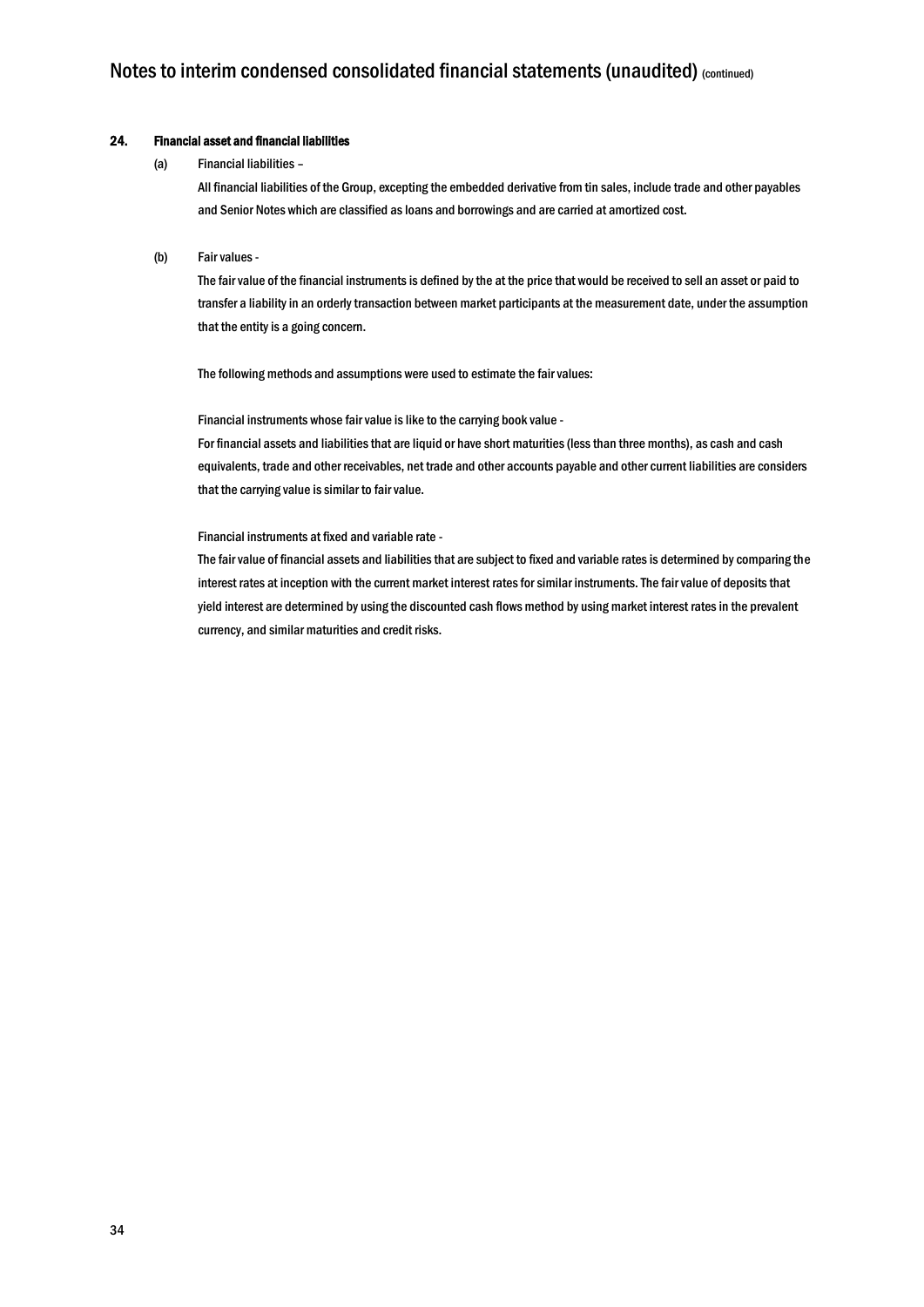## 24. Financial asset and financial liabilities

(a) Financial liabilities –

All financial liabilities of the Group, excepting the embedded derivative from tin sales, include trade and other payables and Senior Notes which are classified as loans and borrowings and are carried at amortized cost.

(b) Fair values -

The fair value of the financial instruments is defined by the at the price that would be received to sell an asset or paid to transfer a liability in an orderly transaction between market participants at the measurement date, under the assumption that the entity is a going concern.

The following methods and assumptions were used to estimate the fair values:

Financial instruments whose fair value is like to the carrying book value -

For financial assets and liabilities that are liquid or have short maturities (less than three months), as cash and cash equivalents, trade and other receivables, net trade and other accounts payable and other current liabilities are considers that the carrying value is similar to fair value.

Financial instruments at fixed and variable rate -

The fair value of financial assets and liabilities that are subject to fixed and variable rates is determined by comparing the interest rates at inception with the current market interest rates for similar instruments. The fair value of deposits that yield interest are determined by using the discounted cash flows method by using market interest rates in the prevalent currency, and similar maturities and credit risks.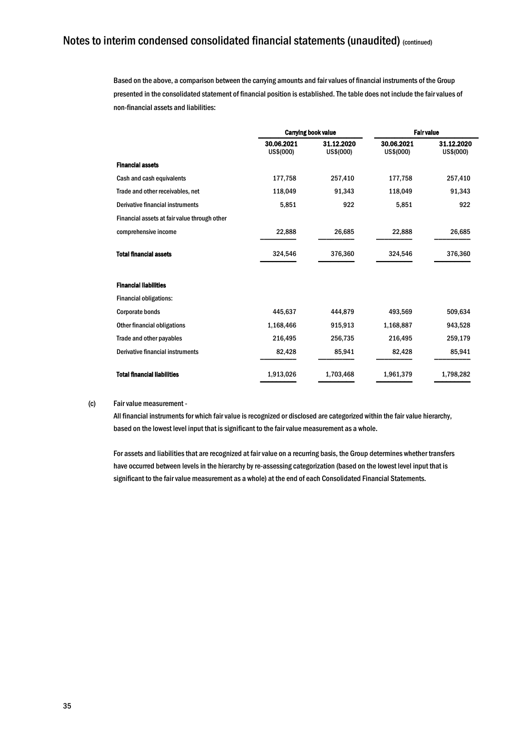# Notes to interim condensed consolidated financial statements (unaudited) (continued)

Based on the above, a comparison between the carrying amounts and fair values of financial instruments of the Group presented in the consolidated statement of financial position is established. The table does not include the fair values of non-financial assets and liabilities:

| | Carrying book value | | Fair value | |
|---|---|---|---|---|
| | 30.06.2021<br>US$(000) | 31.12.2020<br>US$(000) | 30.06.2021<br>US$(000) | 31.12.2020<br>US$(000) |
| **Financial assets** | | | | |
| Cash and cash equivalents | 177,758 | 257,410 | 177,758 | 257,410 |
| Trade and other receivables, net | 118,049 | 91,343 | 118,049 | 91,343 |
| Derivative financial instruments | 5,851 | 922 | 5,851 | 922 |
| Financial assets at fair value through other comprehensive income | 22,888 | 26,685 | 22,888 | 26,685 |
| **Total financial assets** | 324,546 | 376,360 | 324,546 | 376,360 |
| **Financial liabilities** | | | | |
| Financial obligations: | | | | |
| Corporate bonds | 445,637 | 444,879 | 493,569 | 509,634 |
| Other financial obligations | 1,168,466 | 915,913 | 1,168,887 | 943,528 |
| Trade and other payables | 216,495 | 256,735 | 216,495 | 259,179 |
| Derivative financial instruments | 82,428 | 85,941 | 82,428 | 85,941 |
| **Total financial liabilities** | 1,913,026 | 1,703,468 | 1,961,379 | 1,798,282 |

(c) Fair value measurement -

All financial instruments for which fair value is recognized or disclosed are categorized within the fair value hierarchy, based on the lowest level input that is significant to the fair value measurement as a whole.

For assets and liabilities that are recognized at fair value on a recurring basis, the Group determines whether transfers have occurred between levels in the hierarchy by re-assessing categorization (based on the lowest level input that is significant to the fair value measurement as a whole) at the end of each Consolidated Financial Statements.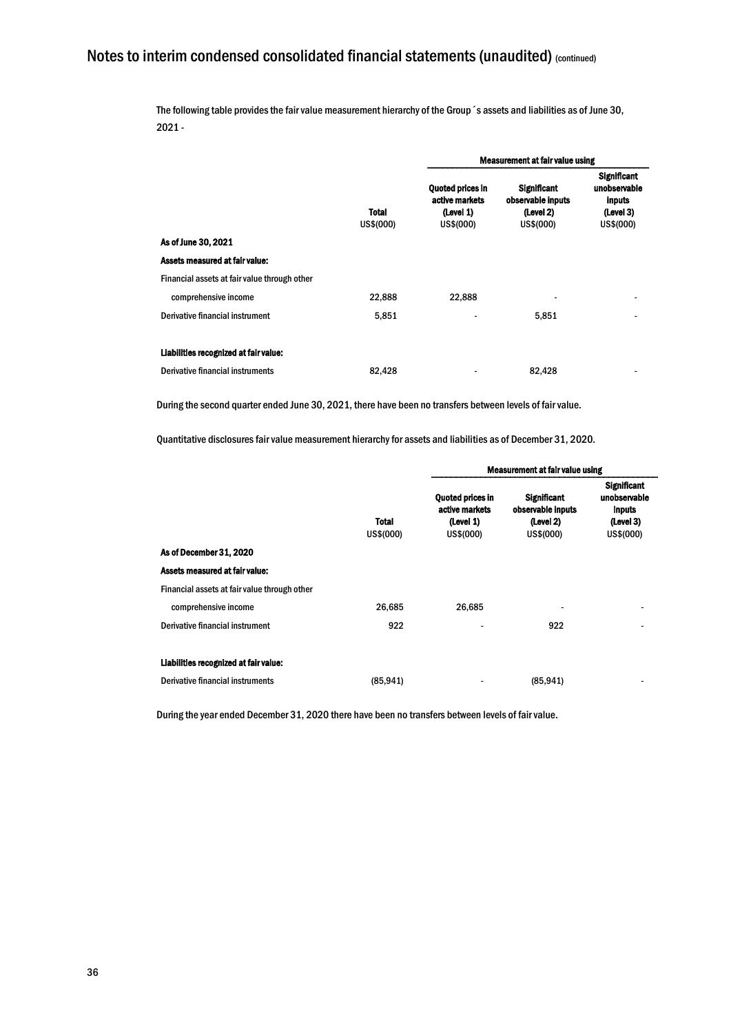# Notes to interim condensed consolidated financial statements (unaudited) (continued)

The following table provides the fair value measurement hierarchy of the Group´s assets and liabilities as of June 30, 2021 -

| | | Measurement at fair value using | | |
|---|---|---|---|---|
| | Total US$(000) | Quoted prices in active markets (Level 1) US$(000) | Significant observable inputs (Level 2) US$(000) | Significant unobservable inputs (Level 3) US$(000) |
| **As of June 30, 2021** | | | | |
| **Assets measured at fair value:** | | | | |
| Financial assets at fair value through other comprehensive income | 22,888 | 22,888 | - | - |
| Derivative financial instrument | 5,851 | - | 5,851 | - |
| **Liabilities recognized at fair value:** | | | | |
| Derivative financial instruments | 82,428 | - | 82,428 | - |

During the second quarter ended June 30, 2021, there have been no transfers between levels of fair value.

Quantitative disclosures fair value measurement hierarchy for assets and liabilities as of December 31, 2020.

| | | Measurement at fair value using | | |
|---|---|---|---|---|
| | Total US$(000) | Quoted prices in active markets (Level 1) US$(000) | Significant observable inputs (Level 2) US$(000) | Significant unobservable inputs (Level 3) US$(000) |
| **As of December 31, 2020** | | | | |
| **Assets measured at fair value:** | | | | |
| Financial assets at fair value through other comprehensive income | 26,685 | 26,685 | - | - |
| Derivative financial instrument | 922 | - | 922 | - |
| **Liabilities recognized at fair value:** | | | | |
| Derivative financial instruments | (85,941) | - | (85,941) | - |

During the year ended December 31, 2020 there have been no transfers between levels of fair value.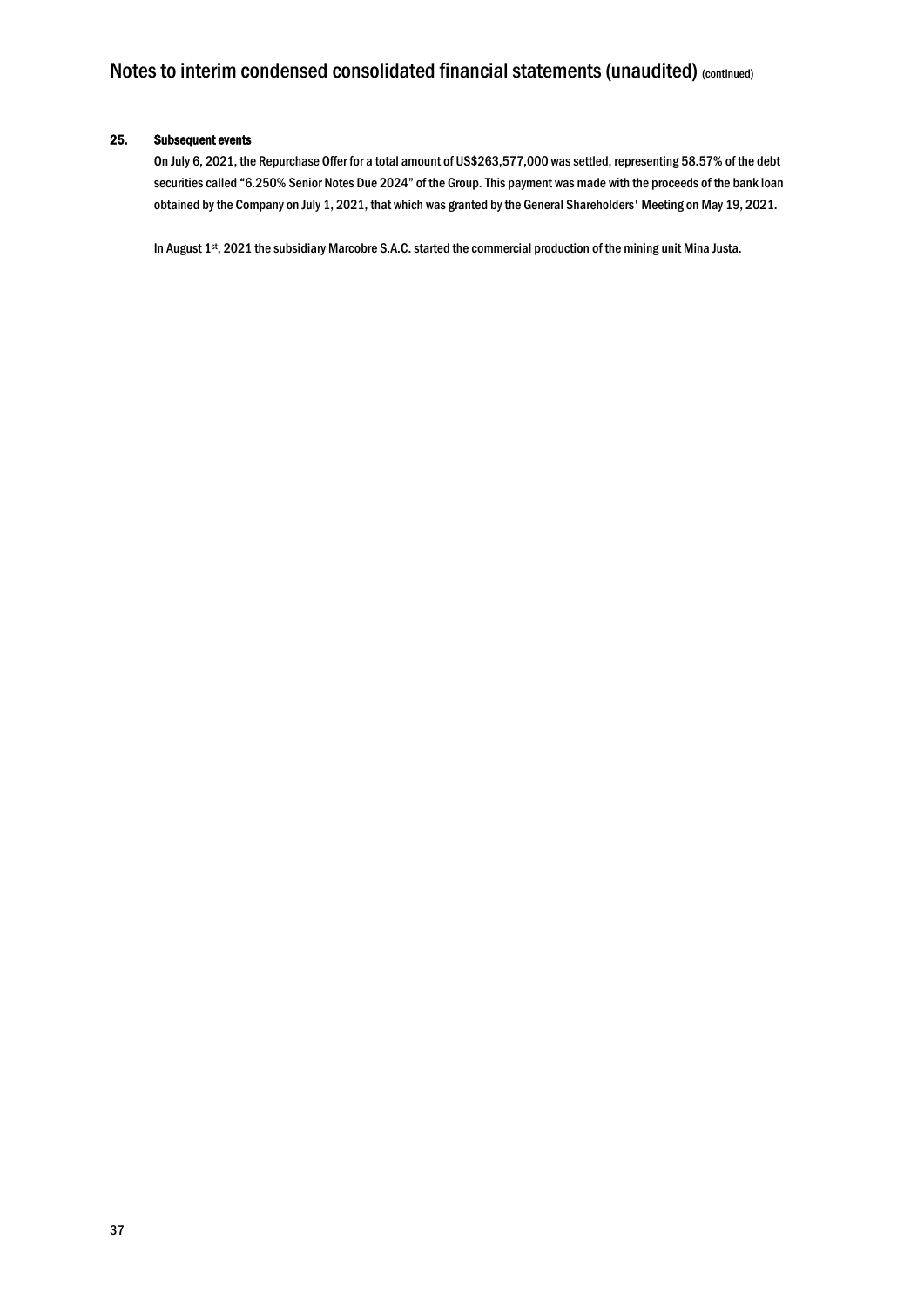## 25. Subsequent events

On July 6, 2021, the Repurchase Offer for a total amount of US$263,577,000 was settled, representing 58.57% of the debt securities called "6.250% Senior Notes Due 2024" of the Group. This payment was made with the proceeds of the bank loan obtained by the Company on July 1, 2021, that which was granted by the General Shareholders' Meeting on May 19, 2021.

In August 1st, 2021 the subsidiary Marcobre S.A.C. started the commercial production of the mining unit Mina Justa.